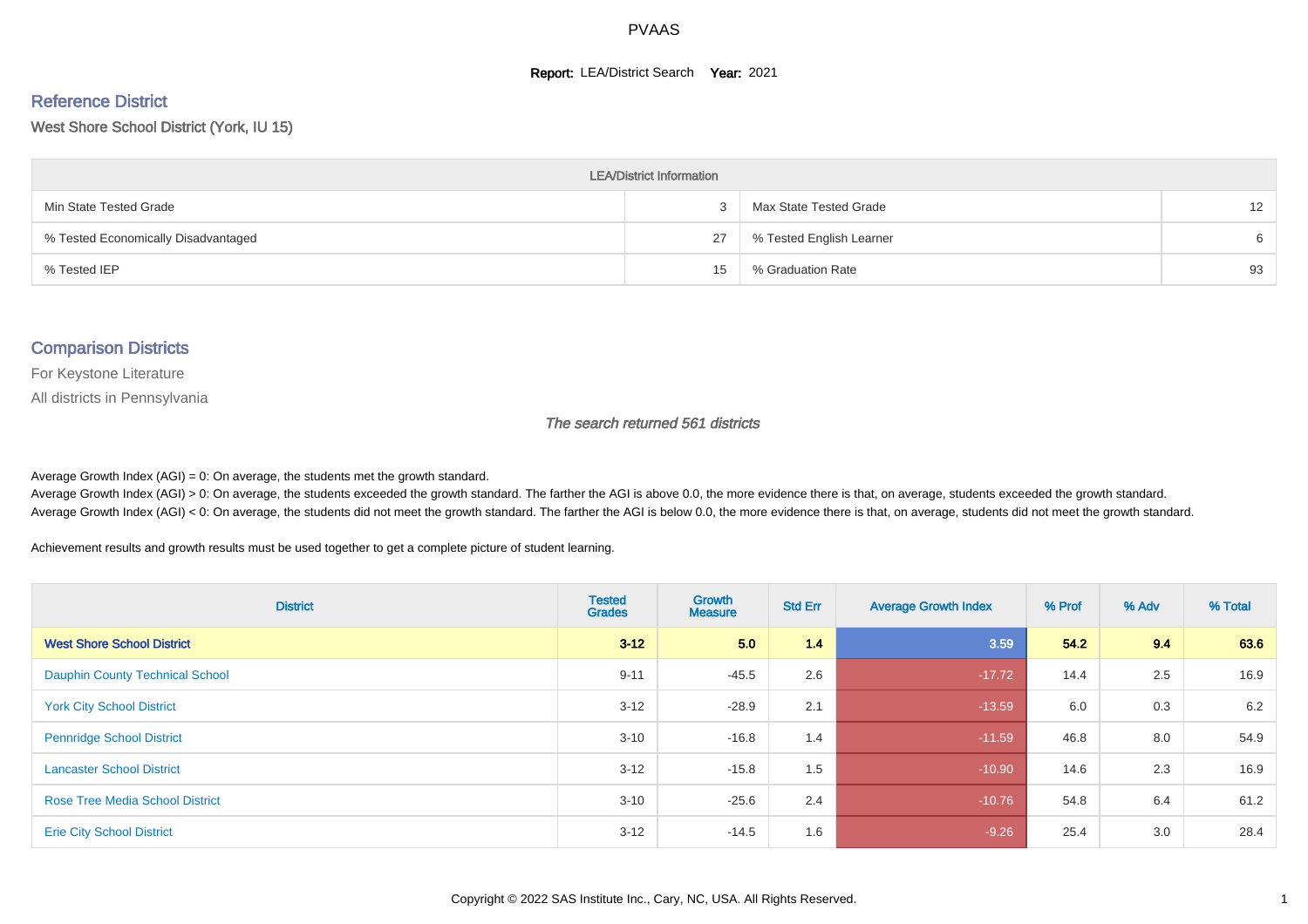# PVAAS

**Report:** LEA/District Search **Year:** 2021

## Reference District

West Shore School District (York, IU 15)

| LEA/District Information | | | |
|---|---|---|---|
| Min State Tested Grade | 3 | Max State Tested Grade | 12 |
| % Tested Economically Disadvantaged | 27 | % Tested English Learner | 6 |
| % Tested IEP | 15 | % Graduation Rate | 93 |

## Comparison Districts

For Keystone Literature

All districts in Pennsylvania

*The search returned 561 districts*

Average Growth Index (AGI) = 0: On average, the students met the growth standard.
Average Growth Index (AGI) > 0: On average, the students exceeded the growth standard. The farther the AGI is above 0.0, the more evidence there is that, on average, students exceeded the growth standard.
Average Growth Index (AGI) < 0: On average, the students did not meet the growth standard. The farther the AGI is below 0.0, the more evidence there is that, on average, students did not meet the growth standard.

Achievement results and growth results must be used together to get a complete picture of student learning.

| District | Tested Grades | Growth Measure | Std Err | Average Growth Index | % Prof | % Adv | % Total |
|---|---|---|---|---|---|---|---|
| **West Shore School District** | **3-12** | **5.0** | **1.4** | **3.59** | **54.2** | **9.4** | **63.6** |
| Dauphin County Technical School | 9-11 | -45.5 | 2.6 | -17.72 | 14.4 | 2.5 | 16.9 |
| York City School District | 3-12 | -28.9 | 2.1 | -13.59 | 6.0 | 0.3 | 6.2 |
| Pennridge School District | 3-10 | -16.8 | 1.4 | -11.59 | 46.8 | 8.0 | 54.9 |
| Lancaster School District | 3-12 | -15.8 | 1.5 | -10.90 | 14.6 | 2.3 | 16.9 |
| Rose Tree Media School District | 3-10 | -25.6 | 2.4 | -10.76 | 54.8 | 6.4 | 61.2 |
| Erie City School District | 3-12 | -14.5 | 1.6 | -9.26 | 25.4 | 3.0 | 28.4 |

Copyright © 2022 SAS Institute Inc., Cary, NC, USA. All Rights Reserved.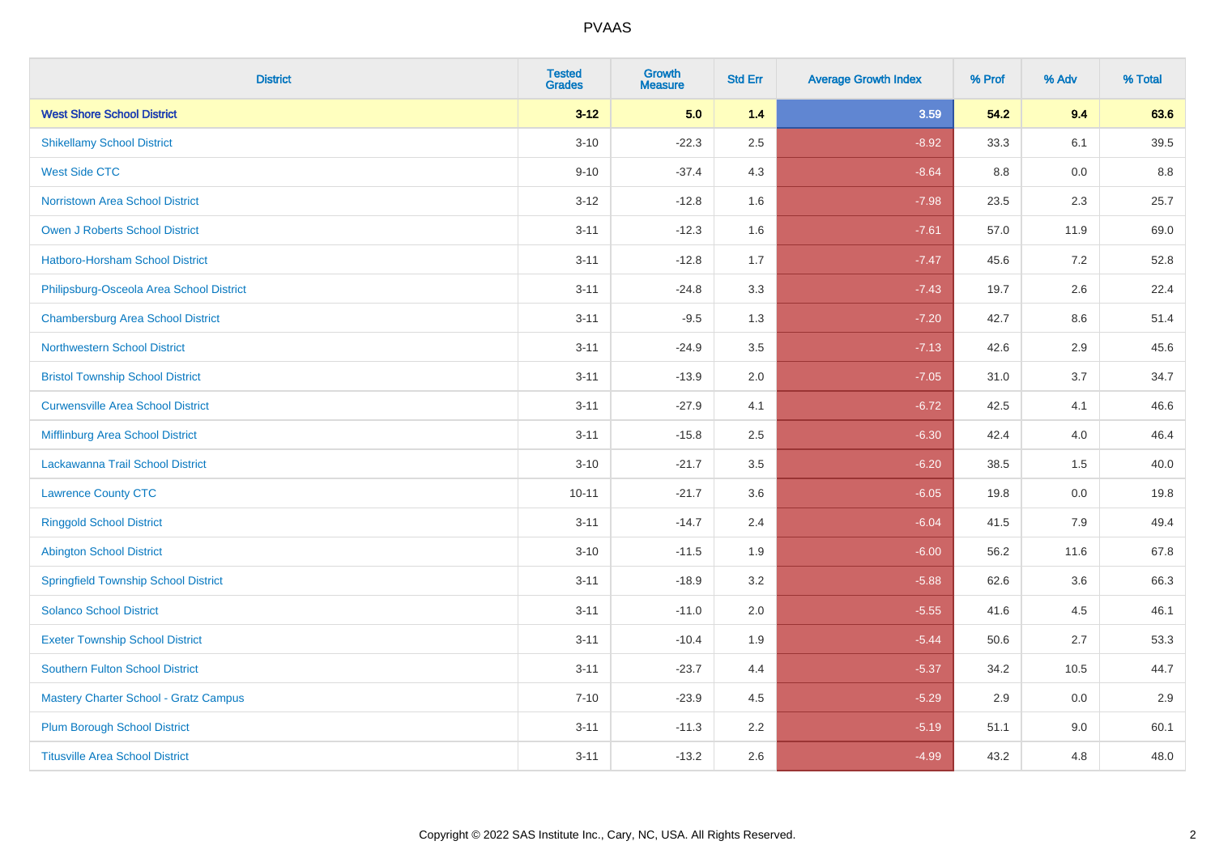# PVAAS

| District | Tested Grades | Growth Measure | Std Err | Average Growth Index | % Prof | % Adv | % Total |
|---|---|---|---|---|---|---|---|
| **West Shore School District** | **3-12** | **5.0** | **1.4** | **3.59** | **54.2** | **9.4** | **63.6** |
| Shikellamy School District | 3-10 | -22.3 | 2.5 | -8.92 | 33.3 | 6.1 | 39.5 |
| West Side CTC | 9-10 | -37.4 | 4.3 | -8.64 | 8.8 | 0.0 | 8.8 |
| Norristown Area School District | 3-12 | -12.8 | 1.6 | -7.98 | 23.5 | 2.3 | 25.7 |
| Owen J Roberts School District | 3-11 | -12.3 | 1.6 | -7.61 | 57.0 | 11.9 | 69.0 |
| Hatboro-Horsham School District | 3-11 | -12.8 | 1.7 | -7.47 | 45.6 | 7.2 | 52.8 |
| Philipsburg-Osceola Area School District | 3-11 | -24.8 | 3.3 | -7.43 | 19.7 | 2.6 | 22.4 |
| Chambersburg Area School District | 3-11 | -9.5 | 1.3 | -7.20 | 42.7 | 8.6 | 51.4 |
| Northwestern School District | 3-11 | -24.9 | 3.5 | -7.13 | 42.6 | 2.9 | 45.6 |
| Bristol Township School District | 3-11 | -13.9 | 2.0 | -7.05 | 31.0 | 3.7 | 34.7 |
| Curwensville Area School District | 3-11 | -27.9 | 4.1 | -6.72 | 42.5 | 4.1 | 46.6 |
| Mifflinburg Area School District | 3-11 | -15.8 | 2.5 | -6.30 | 42.4 | 4.0 | 46.4 |
| Lackawanna Trail School District | 3-10 | -21.7 | 3.5 | -6.20 | 38.5 | 1.5 | 40.0 |
| Lawrence County CTC | 10-11 | -21.7 | 3.6 | -6.05 | 19.8 | 0.0 | 19.8 |
| Ringgold School District | 3-11 | -14.7 | 2.4 | -6.04 | 41.5 | 7.9 | 49.4 |
| Abington School District | 3-10 | -11.5 | 1.9 | -6.00 | 56.2 | 11.6 | 67.8 |
| Springfield Township School District | 3-11 | -18.9 | 3.2 | -5.88 | 62.6 | 3.6 | 66.3 |
| Solanco School District | 3-11 | -11.0 | 2.0 | -5.55 | 41.6 | 4.5 | 46.1 |
| Exeter Township School District | 3-11 | -10.4 | 1.9 | -5.44 | 50.6 | 2.7 | 53.3 |
| Southern Fulton School District | 3-11 | -23.7 | 4.4 | -5.37 | 34.2 | 10.5 | 44.7 |
| Mastery Charter School - Gratz Campus | 7-10 | -23.9 | 4.5 | -5.29 | 2.9 | 0.0 | 2.9 |
| Plum Borough School District | 3-11 | -11.3 | 2.2 | -5.19 | 51.1 | 9.0 | 60.1 |
| Titusville Area School District | 3-11 | -13.2 | 2.6 | -4.99 | 43.2 | 4.8 | 48.0 |

Copyright © 2022 SAS Institute Inc., Cary, NC, USA. All Rights Reserved.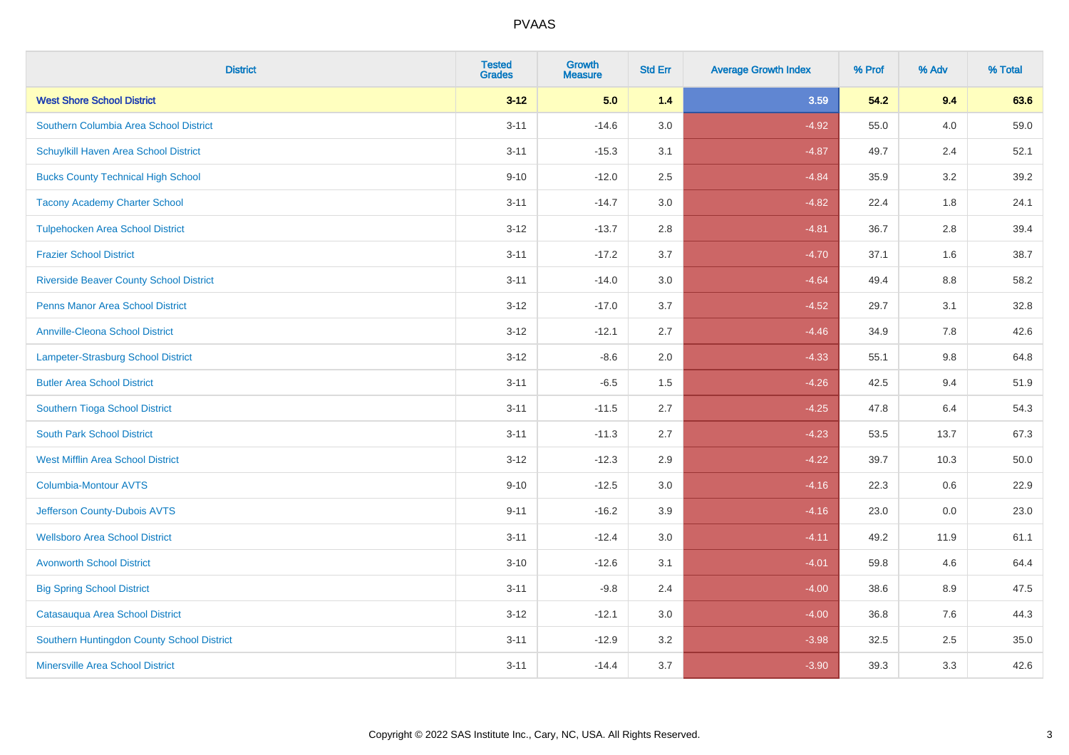# PVAAS

| District | Tested Grades | Growth Measure | Std Err | Average Growth Index | % Prof | % Adv | % Total |
|---|---|---|---|---|---|---|---|
| **West Shore School District** | **3-12** | **5.0** | **1.4** | **3.59** | **54.2** | **9.4** | **63.6** |
| Southern Columbia Area School District | 3-11 | -14.6 | 3.0 | -4.92 | 55.0 | 4.0 | 59.0 |
| Schuylkill Haven Area School District | 3-11 | -15.3 | 3.1 | -4.87 | 49.7 | 2.4 | 52.1 |
| Bucks County Technical High School | 9-10 | -12.0 | 2.5 | -4.84 | 35.9 | 3.2 | 39.2 |
| Tacony Academy Charter School | 3-11 | -14.7 | 3.0 | -4.82 | 22.4 | 1.8 | 24.1 |
| Tulpehocken Area School District | 3-12 | -13.7 | 2.8 | -4.81 | 36.7 | 2.8 | 39.4 |
| Frazier School District | 3-11 | -17.2 | 3.7 | -4.70 | 37.1 | 1.6 | 38.7 |
| Riverside Beaver County School District | 3-11 | -14.0 | 3.0 | -4.64 | 49.4 | 8.8 | 58.2 |
| Penns Manor Area School District | 3-12 | -17.0 | 3.7 | -4.52 | 29.7 | 3.1 | 32.8 |
| Annville-Cleona School District | 3-12 | -12.1 | 2.7 | -4.46 | 34.9 | 7.8 | 42.6 |
| Lampeter-Strasburg School District | 3-12 | -8.6 | 2.0 | -4.33 | 55.1 | 9.8 | 64.8 |
| Butler Area School District | 3-11 | -6.5 | 1.5 | -4.26 | 42.5 | 9.4 | 51.9 |
| Southern Tioga School District | 3-11 | -11.5 | 2.7 | -4.25 | 47.8 | 6.4 | 54.3 |
| South Park School District | 3-11 | -11.3 | 2.7 | -4.23 | 53.5 | 13.7 | 67.3 |
| West Mifflin Area School District | 3-12 | -12.3 | 2.9 | -4.22 | 39.7 | 10.3 | 50.0 |
| Columbia-Montour AVTS | 9-10 | -12.5 | 3.0 | -4.16 | 22.3 | 0.6 | 22.9 |
| Jefferson County-Dubois AVTS | 9-11 | -16.2 | 3.9 | -4.16 | 23.0 | 0.0 | 23.0 |
| Wellsboro Area School District | 3-11 | -12.4 | 3.0 | -4.11 | 49.2 | 11.9 | 61.1 |
| Avonworth School District | 3-10 | -12.6 | 3.1 | -4.01 | 59.8 | 4.6 | 64.4 |
| Big Spring School District | 3-11 | -9.8 | 2.4 | -4.00 | 38.6 | 8.9 | 47.5 |
| Catasauqua Area School District | 3-12 | -12.1 | 3.0 | -4.00 | 36.8 | 7.6 | 44.3 |
| Southern Huntingdon County School District | 3-11 | -12.9 | 3.2 | -3.98 | 32.5 | 2.5 | 35.0 |
| Minersville Area School District | 3-11 | -14.4 | 3.7 | -3.90 | 39.3 | 3.3 | 42.6 |

Copyright © 2022 SAS Institute Inc., Cary, NC, USA. All Rights Reserved.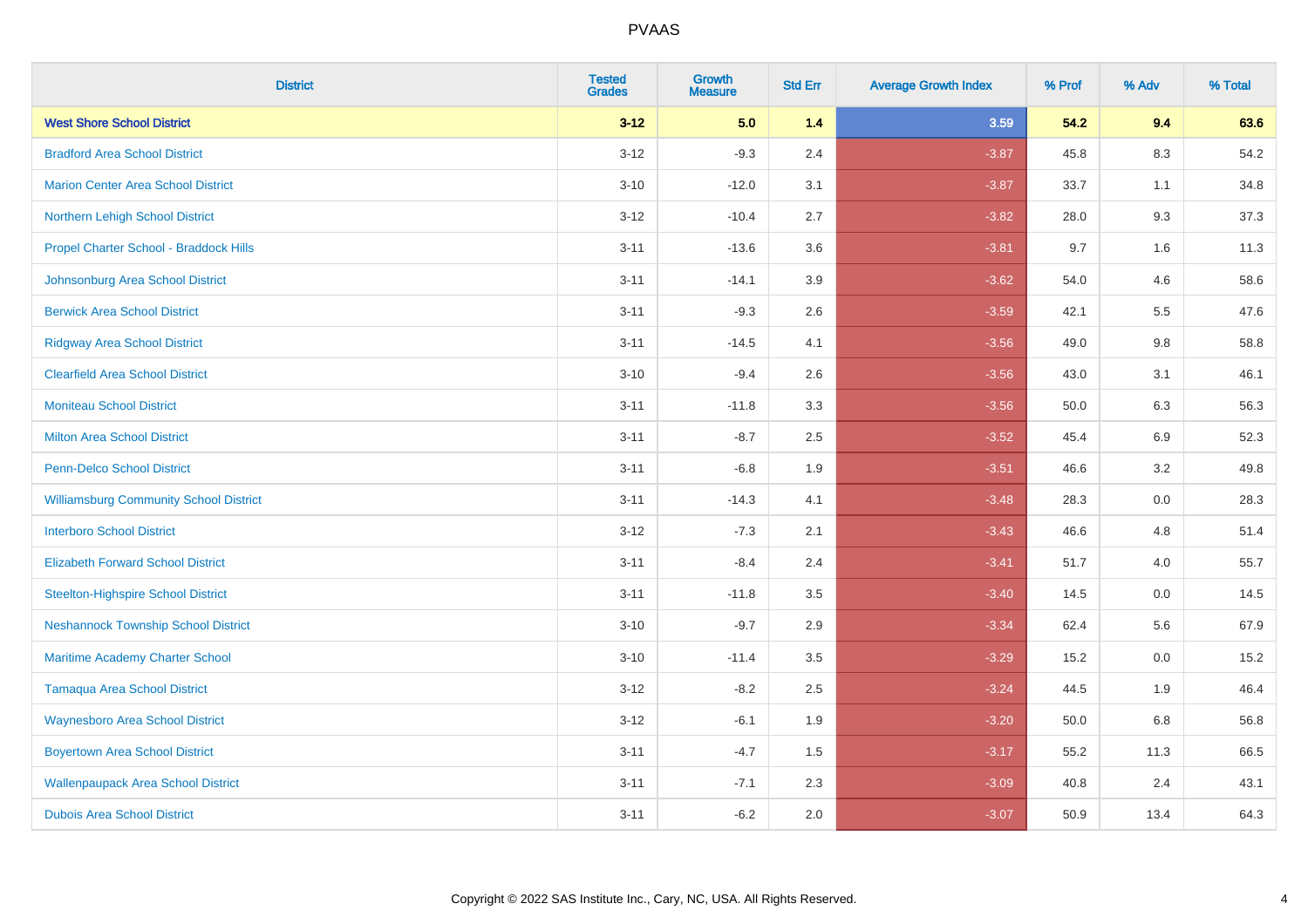# PVAAS

| District | Tested Grades | Growth Measure | Std Err | Average Growth Index | % Prof | % Adv | % Total |
|---|---|---|---|---|---|---|---|
| **West Shore School District** | **3-12** | **5.0** | **1.4** | **3.59** | **54.2** | **9.4** | **63.6** |
| Bradford Area School District | 3-12 | -9.3 | 2.4 | -3.87 | 45.8 | 8.3 | 54.2 |
| Marion Center Area School District | 3-10 | -12.0 | 3.1 | -3.87 | 33.7 | 1.1 | 34.8 |
| Northern Lehigh School District | 3-12 | -10.4 | 2.7 | -3.82 | 28.0 | 9.3 | 37.3 |
| Propel Charter School - Braddock Hills | 3-11 | -13.6 | 3.6 | -3.81 | 9.7 | 1.6 | 11.3 |
| Johnsonburg Area School District | 3-11 | -14.1 | 3.9 | -3.62 | 54.0 | 4.6 | 58.6 |
| Berwick Area School District | 3-11 | -9.3 | 2.6 | -3.59 | 42.1 | 5.5 | 47.6 |
| Ridgway Area School District | 3-11 | -14.5 | 4.1 | -3.56 | 49.0 | 9.8 | 58.8 |
| Clearfield Area School District | 3-10 | -9.4 | 2.6 | -3.56 | 43.0 | 3.1 | 46.1 |
| Moniteau School District | 3-11 | -11.8 | 3.3 | -3.56 | 50.0 | 6.3 | 56.3 |
| Milton Area School District | 3-11 | -8.7 | 2.5 | -3.52 | 45.4 | 6.9 | 52.3 |
| Penn-Delco School District | 3-11 | -6.8 | 1.9 | -3.51 | 46.6 | 3.2 | 49.8 |
| Williamsburg Community School District | 3-11 | -14.3 | 4.1 | -3.48 | 28.3 | 0.0 | 28.3 |
| Interboro School District | 3-12 | -7.3 | 2.1 | -3.43 | 46.6 | 4.8 | 51.4 |
| Elizabeth Forward School District | 3-11 | -8.4 | 2.4 | -3.41 | 51.7 | 4.0 | 55.7 |
| Steelton-Highspire School District | 3-11 | -11.8 | 3.5 | -3.40 | 14.5 | 0.0 | 14.5 |
| Neshannock Township School District | 3-10 | -9.7 | 2.9 | -3.34 | 62.4 | 5.6 | 67.9 |
| Maritime Academy Charter School | 3-10 | -11.4 | 3.5 | -3.29 | 15.2 | 0.0 | 15.2 |
| Tamaqua Area School District | 3-12 | -8.2 | 2.5 | -3.24 | 44.5 | 1.9 | 46.4 |
| Waynesboro Area School District | 3-12 | -6.1 | 1.9 | -3.20 | 50.0 | 6.8 | 56.8 |
| Boyertown Area School District | 3-11 | -4.7 | 1.5 | -3.17 | 55.2 | 11.3 | 66.5 |
| Wallenpaupack Area School District | 3-11 | -7.1 | 2.3 | -3.09 | 40.8 | 2.4 | 43.1 |
| Dubois Area School District | 3-11 | -6.2 | 2.0 | -3.07 | 50.9 | 13.4 | 64.3 |

Copyright © 2022 SAS Institute Inc., Cary, NC, USA. All Rights Reserved.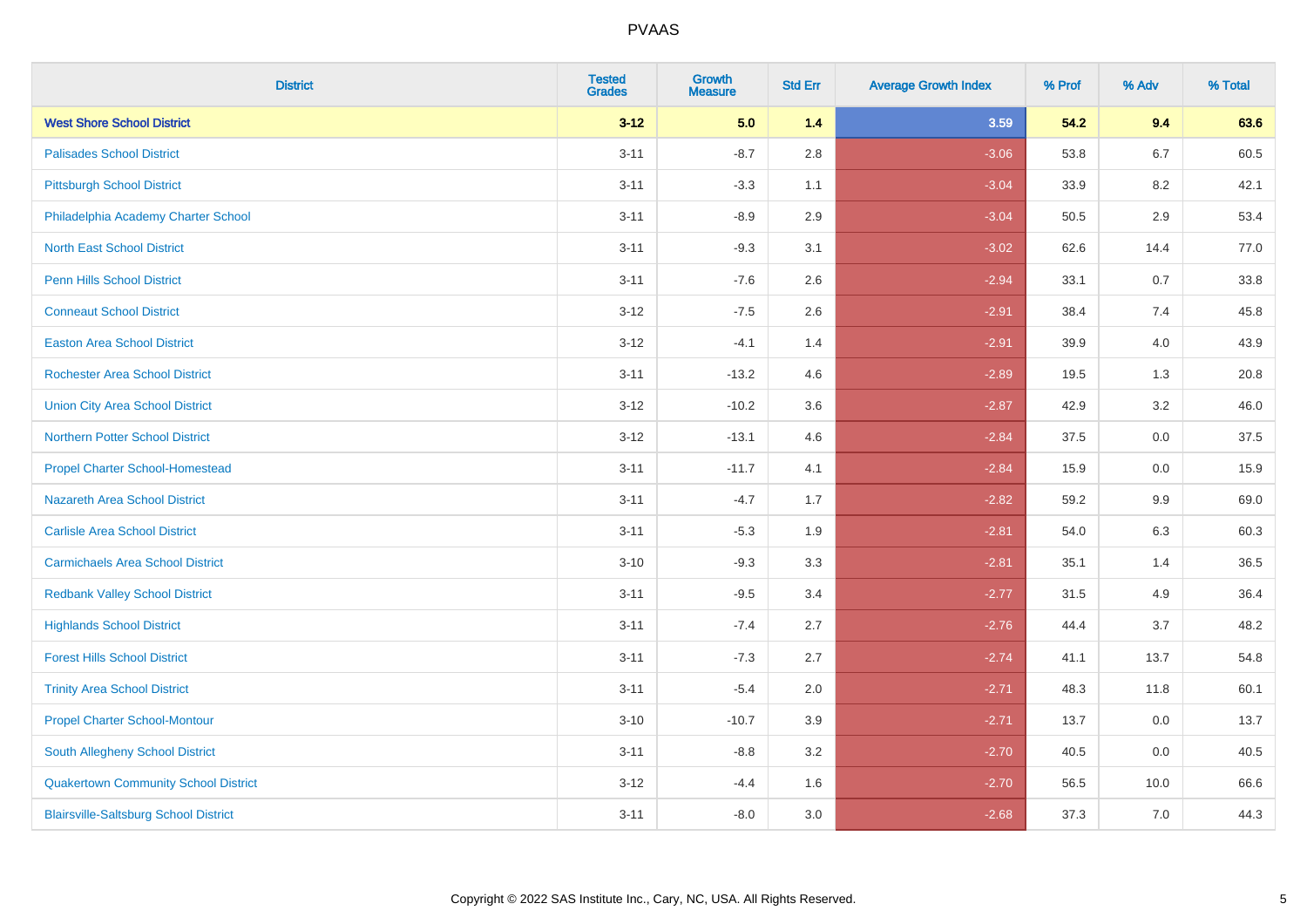# PVAAS

| District | Tested Grades | Growth Measure | Std Err | Average Growth Index | % Prof | % Adv | % Total |
|---|---|---|---|---|---|---|---|
| **West Shore School District** | **3-12** | **5.0** | **1.4** | **3.59** | **54.2** | **9.4** | **63.6** |
| Palisades School District | 3-11 | -8.7 | 2.8 | -3.06 | 53.8 | 6.7 | 60.5 |
| Pittsburgh School District | 3-11 | -3.3 | 1.1 | -3.04 | 33.9 | 8.2 | 42.1 |
| Philadelphia Academy Charter School | 3-11 | -8.9 | 2.9 | -3.04 | 50.5 | 2.9 | 53.4 |
| North East School District | 3-11 | -9.3 | 3.1 | -3.02 | 62.6 | 14.4 | 77.0 |
| Penn Hills School District | 3-11 | -7.6 | 2.6 | -2.94 | 33.1 | 0.7 | 33.8 |
| Conneaut School District | 3-12 | -7.5 | 2.6 | -2.91 | 38.4 | 7.4 | 45.8 |
| Easton Area School District | 3-12 | -4.1 | 1.4 | -2.91 | 39.9 | 4.0 | 43.9 |
| Rochester Area School District | 3-11 | -13.2 | 4.6 | -2.89 | 19.5 | 1.3 | 20.8 |
| Union City Area School District | 3-12 | -10.2 | 3.6 | -2.87 | 42.9 | 3.2 | 46.0 |
| Northern Potter School District | 3-12 | -13.1 | 4.6 | -2.84 | 37.5 | 0.0 | 37.5 |
| Propel Charter School-Homestead | 3-11 | -11.7 | 4.1 | -2.84 | 15.9 | 0.0 | 15.9 |
| Nazareth Area School District | 3-11 | -4.7 | 1.7 | -2.82 | 59.2 | 9.9 | 69.0 |
| Carlisle Area School District | 3-11 | -5.3 | 1.9 | -2.81 | 54.0 | 6.3 | 60.3 |
| Carmichaels Area School District | 3-10 | -9.3 | 3.3 | -2.81 | 35.1 | 1.4 | 36.5 |
| Redbank Valley School District | 3-11 | -9.5 | 3.4 | -2.77 | 31.5 | 4.9 | 36.4 |
| Highlands School District | 3-11 | -7.4 | 2.7 | -2.76 | 44.4 | 3.7 | 48.2 |
| Forest Hills School District | 3-11 | -7.3 | 2.7 | -2.74 | 41.1 | 13.7 | 54.8 |
| Trinity Area School District | 3-11 | -5.4 | 2.0 | -2.71 | 48.3 | 11.8 | 60.1 |
| Propel Charter School-Montour | 3-10 | -10.7 | 3.9 | -2.71 | 13.7 | 0.0 | 13.7 |
| South Allegheny School District | 3-11 | -8.8 | 3.2 | -2.70 | 40.5 | 0.0 | 40.5 |
| Quakertown Community School District | 3-12 | -4.4 | 1.6 | -2.70 | 56.5 | 10.0 | 66.6 |
| Blairsville-Saltsburg School District | 3-11 | -8.0 | 3.0 | -2.68 | 37.3 | 7.0 | 44.3 |

Copyright © 2022 SAS Institute Inc., Cary, NC, USA. All Rights Reserved.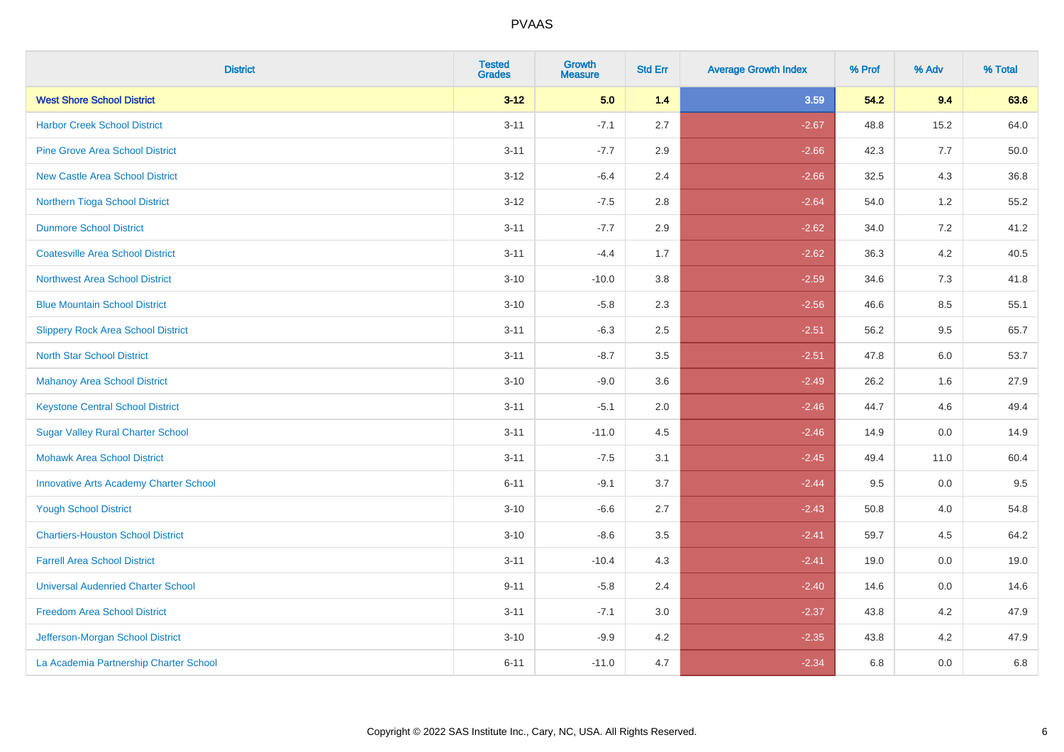# PVAAS

| District | Tested Grades | Growth Measure | Std Err | Average Growth Index | % Prof | % Adv | % Total |
|---|---|---|---|---|---|---|---|
| **West Shore School District** | **3-12** | **5.0** | **1.4** | **3.59** | **54.2** | **9.4** | **63.6** |
| Harbor Creek School District | 3-11 | -7.1 | 2.7 | -2.67 | 48.8 | 15.2 | 64.0 |
| Pine Grove Area School District | 3-11 | -7.7 | 2.9 | -2.66 | 42.3 | 7.7 | 50.0 |
| New Castle Area School District | 3-12 | -6.4 | 2.4 | -2.66 | 32.5 | 4.3 | 36.8 |
| Northern Tioga School District | 3-12 | -7.5 | 2.8 | -2.64 | 54.0 | 1.2 | 55.2 |
| Dunmore School District | 3-11 | -7.7 | 2.9 | -2.62 | 34.0 | 7.2 | 41.2 |
| Coatesville Area School District | 3-11 | -4.4 | 1.7 | -2.62 | 36.3 | 4.2 | 40.5 |
| Northwest Area School District | 3-10 | -10.0 | 3.8 | -2.59 | 34.6 | 7.3 | 41.8 |
| Blue Mountain School District | 3-10 | -5.8 | 2.3 | -2.56 | 46.6 | 8.5 | 55.1 |
| Slippery Rock Area School District | 3-11 | -6.3 | 2.5 | -2.51 | 56.2 | 9.5 | 65.7 |
| North Star School District | 3-11 | -8.7 | 3.5 | -2.51 | 47.8 | 6.0 | 53.7 |
| Mahanoy Area School District | 3-10 | -9.0 | 3.6 | -2.49 | 26.2 | 1.6 | 27.9 |
| Keystone Central School District | 3-11 | -5.1 | 2.0 | -2.46 | 44.7 | 4.6 | 49.4 |
| Sugar Valley Rural Charter School | 3-11 | -11.0 | 4.5 | -2.46 | 14.9 | 0.0 | 14.9 |
| Mohawk Area School District | 3-11 | -7.5 | 3.1 | -2.45 | 49.4 | 11.0 | 60.4 |
| Innovative Arts Academy Charter School | 6-11 | -9.1 | 3.7 | -2.44 | 9.5 | 0.0 | 9.5 |
| Yough School District | 3-10 | -6.6 | 2.7 | -2.43 | 50.8 | 4.0 | 54.8 |
| Chartiers-Houston School District | 3-10 | -8.6 | 3.5 | -2.41 | 59.7 | 4.5 | 64.2 |
| Farrell Area School District | 3-11 | -10.4 | 4.3 | -2.41 | 19.0 | 0.0 | 19.0 |
| Universal Audenried Charter School | 9-11 | -5.8 | 2.4 | -2.40 | 14.6 | 0.0 | 14.6 |
| Freedom Area School District | 3-11 | -7.1 | 3.0 | -2.37 | 43.8 | 4.2 | 47.9 |
| Jefferson-Morgan School District | 3-10 | -9.9 | 4.2 | -2.35 | 43.8 | 4.2 | 47.9 |
| La Academia Partnership Charter School | 6-11 | -11.0 | 4.7 | -2.34 | 6.8 | 0.0 | 6.8 |

Copyright © 2022 SAS Institute Inc., Cary, NC, USA. All Rights Reserved.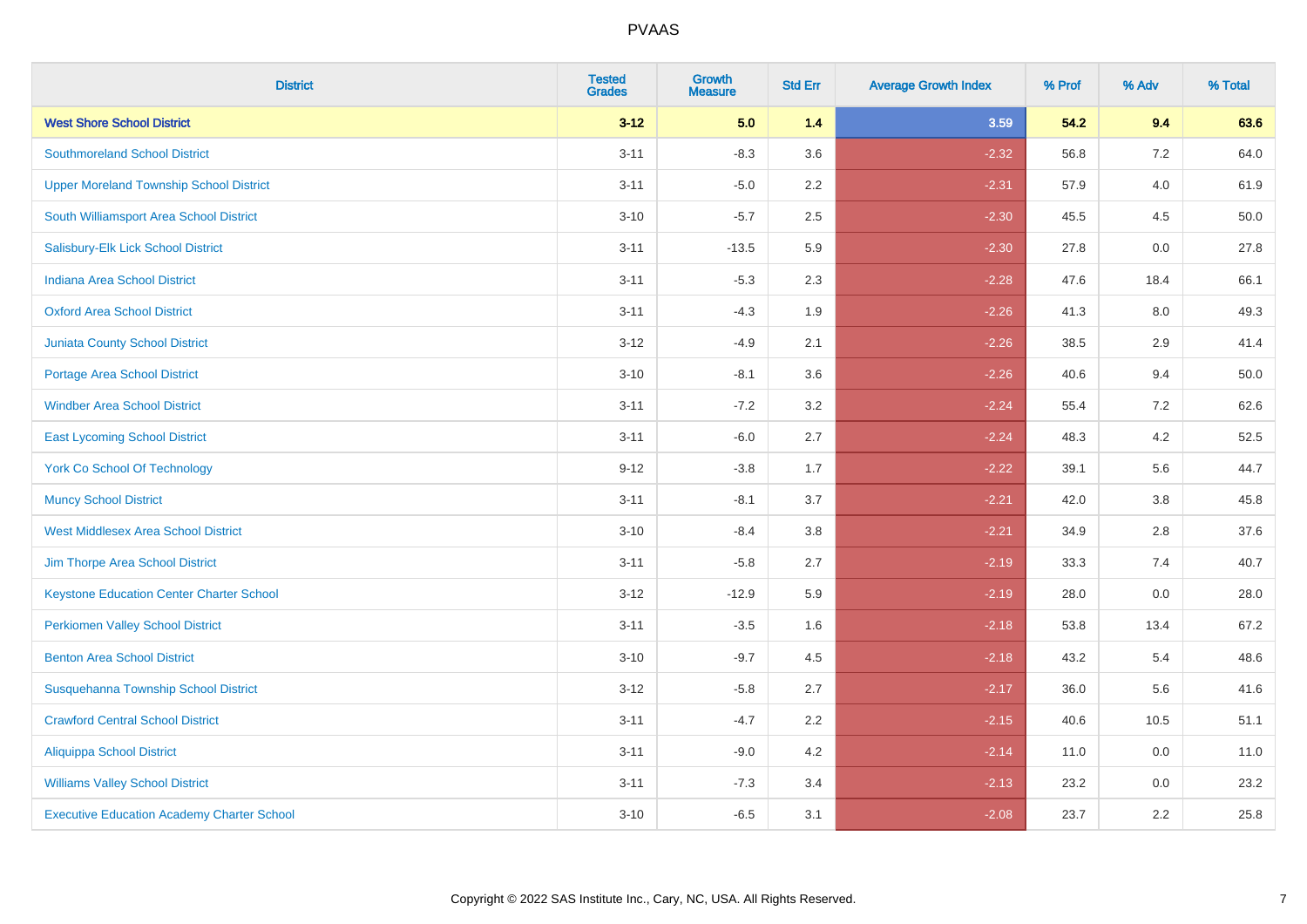# PVAAS

| District | Tested Grades | Growth Measure | Std Err | Average Growth Index | % Prof | % Adv | % Total |
|---|---|---|---|---|---|---|---|
| **West Shore School District** | **3-12** | **5.0** | **1.4** | **3.59** | **54.2** | **9.4** | **63.6** |
| Southmoreland School District | 3-11 | -8.3 | 3.6 | -2.32 | 56.8 | 7.2 | 64.0 |
| Upper Moreland Township School District | 3-11 | -5.0 | 2.2 | -2.31 | 57.9 | 4.0 | 61.9 |
| South Williamsport Area School District | 3-10 | -5.7 | 2.5 | -2.30 | 45.5 | 4.5 | 50.0 |
| Salisbury-Elk Lick School District | 3-11 | -13.5 | 5.9 | -2.30 | 27.8 | 0.0 | 27.8 |
| Indiana Area School District | 3-11 | -5.3 | 2.3 | -2.28 | 47.6 | 18.4 | 66.1 |
| Oxford Area School District | 3-11 | -4.3 | 1.9 | -2.26 | 41.3 | 8.0 | 49.3 |
| Juniata County School District | 3-12 | -4.9 | 2.1 | -2.26 | 38.5 | 2.9 | 41.4 |
| Portage Area School District | 3-10 | -8.1 | 3.6 | -2.26 | 40.6 | 9.4 | 50.0 |
| Windber Area School District | 3-11 | -7.2 | 3.2 | -2.24 | 55.4 | 7.2 | 62.6 |
| East Lycoming School District | 3-11 | -6.0 | 2.7 | -2.24 | 48.3 | 4.2 | 52.5 |
| York Co School Of Technology | 9-12 | -3.8 | 1.7 | -2.22 | 39.1 | 5.6 | 44.7 |
| Muncy School District | 3-11 | -8.1 | 3.7 | -2.21 | 42.0 | 3.8 | 45.8 |
| West Middlesex Area School District | 3-10 | -8.4 | 3.8 | -2.21 | 34.9 | 2.8 | 37.6 |
| Jim Thorpe Area School District | 3-11 | -5.8 | 2.7 | -2.19 | 33.3 | 7.4 | 40.7 |
| Keystone Education Center Charter School | 3-12 | -12.9 | 5.9 | -2.19 | 28.0 | 0.0 | 28.0 |
| Perkiomen Valley School District | 3-11 | -3.5 | 1.6 | -2.18 | 53.8 | 13.4 | 67.2 |
| Benton Area School District | 3-10 | -9.7 | 4.5 | -2.18 | 43.2 | 5.4 | 48.6 |
| Susquehanna Township School District | 3-12 | -5.8 | 2.7 | -2.17 | 36.0 | 5.6 | 41.6 |
| Crawford Central School District | 3-11 | -4.7 | 2.2 | -2.15 | 40.6 | 10.5 | 51.1 |
| Aliquippa School District | 3-11 | -9.0 | 4.2 | -2.14 | 11.0 | 0.0 | 11.0 |
| Williams Valley School District | 3-11 | -7.3 | 3.4 | -2.13 | 23.2 | 0.0 | 23.2 |
| Executive Education Academy Charter School | 3-10 | -6.5 | 3.1 | -2.08 | 23.7 | 2.2 | 25.8 |

Copyright © 2022 SAS Institute Inc., Cary, NC, USA. All Rights Reserved.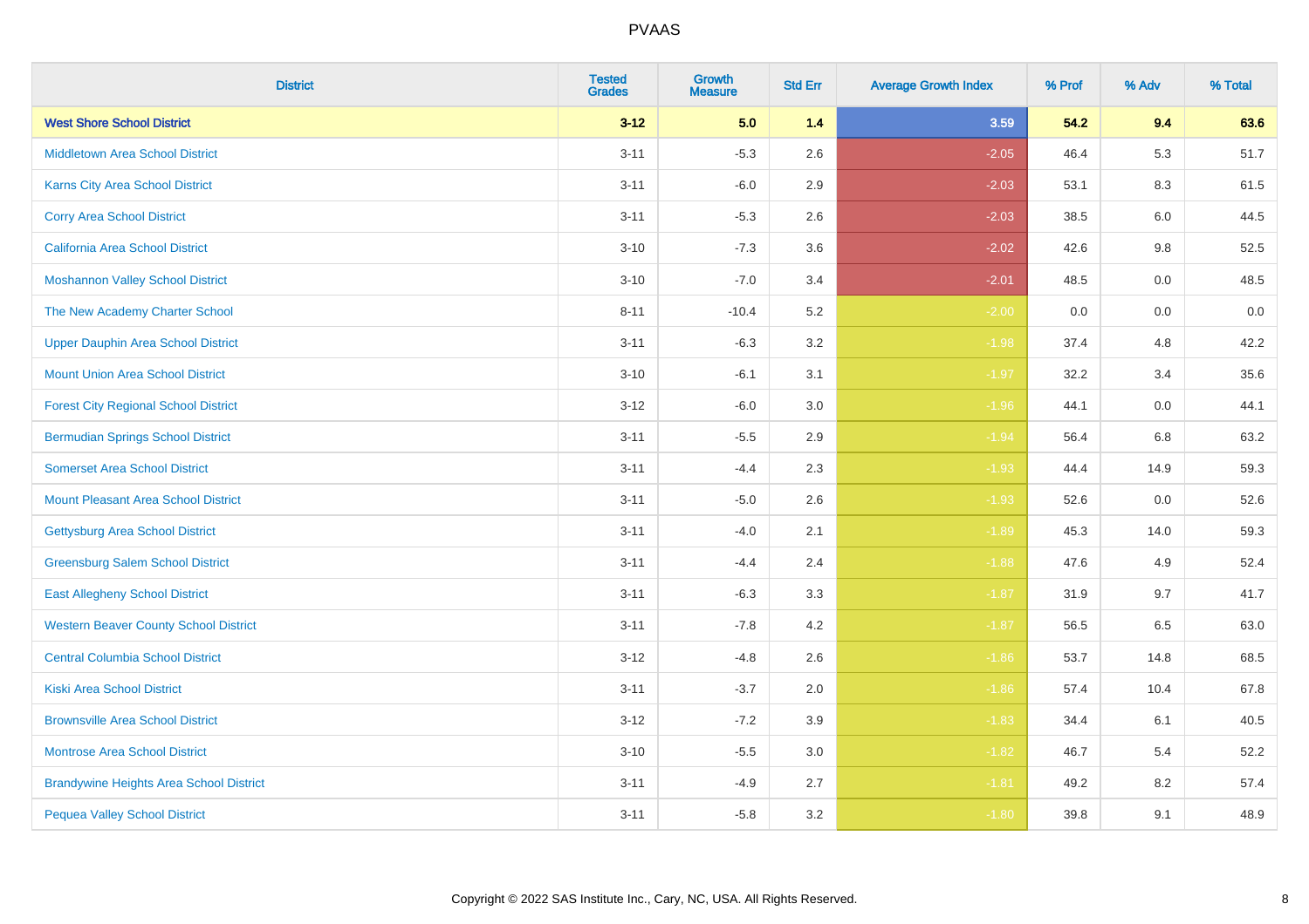# PVAAS

| District | Tested Grades | Growth Measure | Std Err | Average Growth Index | % Prof | % Adv | % Total |
|---|---|---|---|---|---|---|---|
| **West Shore School District** | **3-12** | **5.0** | **1.4** | **3.59** | **54.2** | **9.4** | **63.6** |
| Middletown Area School District | 3-11 | -5.3 | 2.6 | -2.05 | 46.4 | 5.3 | 51.7 |
| Karns City Area School District | 3-11 | -6.0 | 2.9 | -2.03 | 53.1 | 8.3 | 61.5 |
| Corry Area School District | 3-11 | -5.3 | 2.6 | -2.03 | 38.5 | 6.0 | 44.5 |
| California Area School District | 3-10 | -7.3 | 3.6 | -2.02 | 42.6 | 9.8 | 52.5 |
| Moshannon Valley School District | 3-10 | -7.0 | 3.4 | -2.01 | 48.5 | 0.0 | 48.5 |
| The New Academy Charter School | 8-11 | -10.4 | 5.2 | -2.00 | 0.0 | 0.0 | 0.0 |
| Upper Dauphin Area School District | 3-11 | -6.3 | 3.2 | -1.98 | 37.4 | 4.8 | 42.2 |
| Mount Union Area School District | 3-10 | -6.1 | 3.1 | -1.97 | 32.2 | 3.4 | 35.6 |
| Forest City Regional School District | 3-12 | -6.0 | 3.0 | -1.96 | 44.1 | 0.0 | 44.1 |
| Bermudian Springs School District | 3-11 | -5.5 | 2.9 | -1.94 | 56.4 | 6.8 | 63.2 |
| Somerset Area School District | 3-11 | -4.4 | 2.3 | -1.93 | 44.4 | 14.9 | 59.3 |
| Mount Pleasant Area School District | 3-11 | -5.0 | 2.6 | -1.93 | 52.6 | 0.0 | 52.6 |
| Gettysburg Area School District | 3-11 | -4.0 | 2.1 | -1.89 | 45.3 | 14.0 | 59.3 |
| Greensburg Salem School District | 3-11 | -4.4 | 2.4 | -1.88 | 47.6 | 4.9 | 52.4 |
| East Allegheny School District | 3-11 | -6.3 | 3.3 | -1.87 | 31.9 | 9.7 | 41.7 |
| Western Beaver County School District | 3-11 | -7.8 | 4.2 | -1.87 | 56.5 | 6.5 | 63.0 |
| Central Columbia School District | 3-12 | -4.8 | 2.6 | -1.86 | 53.7 | 14.8 | 68.5 |
| Kiski Area School District | 3-11 | -3.7 | 2.0 | -1.86 | 57.4 | 10.4 | 67.8 |
| Brownsville Area School District | 3-12 | -7.2 | 3.9 | -1.83 | 34.4 | 6.1 | 40.5 |
| Montrose Area School District | 3-10 | -5.5 | 3.0 | -1.82 | 46.7 | 5.4 | 52.2 |
| Brandywine Heights Area School District | 3-11 | -4.9 | 2.7 | -1.81 | 49.2 | 8.2 | 57.4 |
| Pequea Valley School District | 3-11 | -5.8 | 3.2 | -1.80 | 39.8 | 9.1 | 48.9 |

Copyright © 2022 SAS Institute Inc., Cary, NC, USA. All Rights Reserved.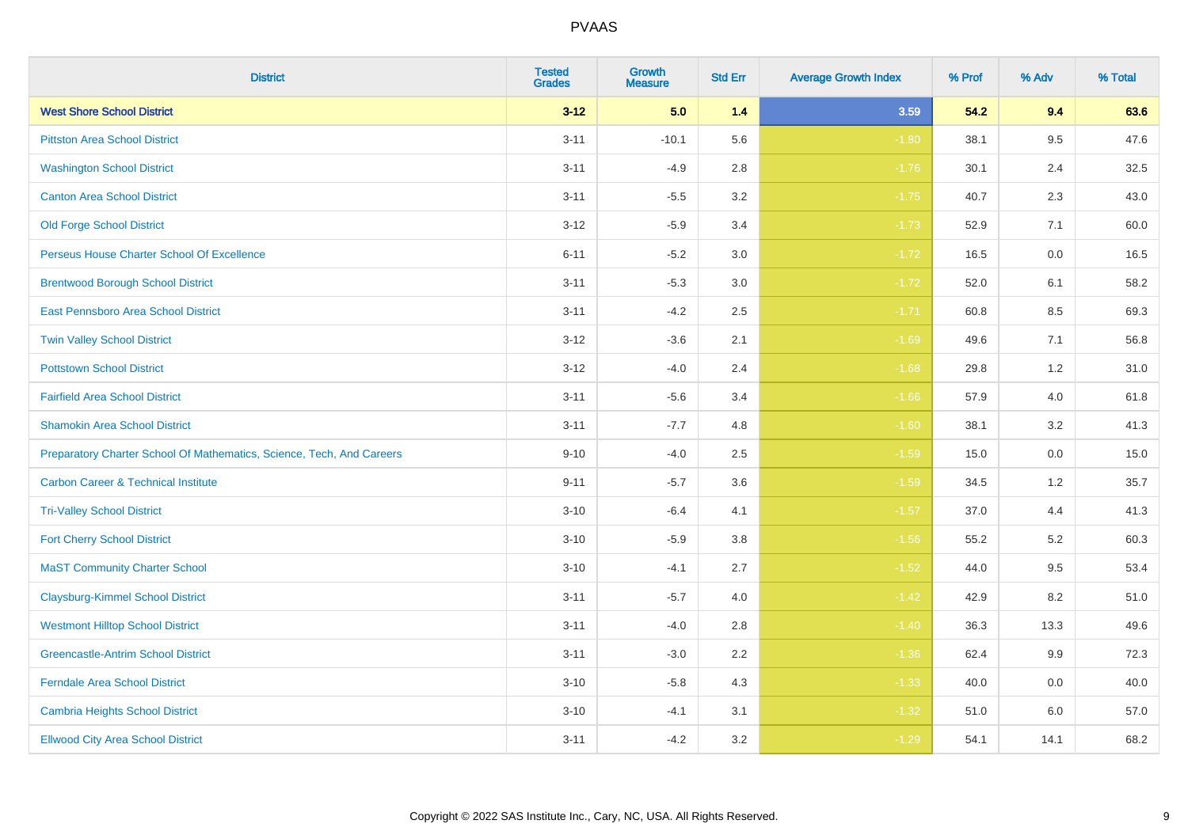# PVAAS

| District | Tested Grades | Growth Measure | Std Err | Average Growth Index | % Prof | % Adv | % Total |
|---|---|---|---|---|---|---|---|
| **West Shore School District** | **3-12** | **5.0** | **1.4** | **3.59** | **54.2** | **9.4** | **63.6** |
| Pittston Area School District | 3-11 | -10.1 | 5.6 | -1.80 | 38.1 | 9.5 | 47.6 |
| Washington School District | 3-11 | -4.9 | 2.8 | -1.76 | 30.1 | 2.4 | 32.5 |
| Canton Area School District | 3-11 | -5.5 | 3.2 | -1.75 | 40.7 | 2.3 | 43.0 |
| Old Forge School District | 3-12 | -5.9 | 3.4 | -1.73 | 52.9 | 7.1 | 60.0 |
| Perseus House Charter School Of Excellence | 6-11 | -5.2 | 3.0 | -1.72 | 16.5 | 0.0 | 16.5 |
| Brentwood Borough School District | 3-11 | -5.3 | 3.0 | -1.72 | 52.0 | 6.1 | 58.2 |
| East Pennsboro Area School District | 3-11 | -4.2 | 2.5 | -1.71 | 60.8 | 8.5 | 69.3 |
| Twin Valley School District | 3-12 | -3.6 | 2.1 | -1.69 | 49.6 | 7.1 | 56.8 |
| Pottstown School District | 3-12 | -4.0 | 2.4 | -1.68 | 29.8 | 1.2 | 31.0 |
| Fairfield Area School District | 3-11 | -5.6 | 3.4 | -1.66 | 57.9 | 4.0 | 61.8 |
| Shamokin Area School District | 3-11 | -7.7 | 4.8 | -1.60 | 38.1 | 3.2 | 41.3 |
| Preparatory Charter School Of Mathematics, Science, Tech, And Careers | 9-10 | -4.0 | 2.5 | -1.59 | 15.0 | 0.0 | 15.0 |
| Carbon Career & Technical Institute | 9-11 | -5.7 | 3.6 | -1.59 | 34.5 | 1.2 | 35.7 |
| Tri-Valley School District | 3-10 | -6.4 | 4.1 | -1.57 | 37.0 | 4.4 | 41.3 |
| Fort Cherry School District | 3-10 | -5.9 | 3.8 | -1.56 | 55.2 | 5.2 | 60.3 |
| MaST Community Charter School | 3-10 | -4.1 | 2.7 | -1.52 | 44.0 | 9.5 | 53.4 |
| Claysburg-Kimmel School District | 3-11 | -5.7 | 4.0 | -1.42 | 42.9 | 8.2 | 51.0 |
| Westmont Hilltop School District | 3-11 | -4.0 | 2.8 | -1.40 | 36.3 | 13.3 | 49.6 |
| Greencastle-Antrim School District | 3-11 | -3.0 | 2.2 | -1.36 | 62.4 | 9.9 | 72.3 |
| Ferndale Area School District | 3-10 | -5.8 | 4.3 | -1.33 | 40.0 | 0.0 | 40.0 |
| Cambria Heights School District | 3-10 | -4.1 | 3.1 | -1.32 | 51.0 | 6.0 | 57.0 |
| Ellwood City Area School District | 3-11 | -4.2 | 3.2 | -1.29 | 54.1 | 14.1 | 68.2 |

Copyright © 2022 SAS Institute Inc., Cary, NC, USA. All Rights Reserved.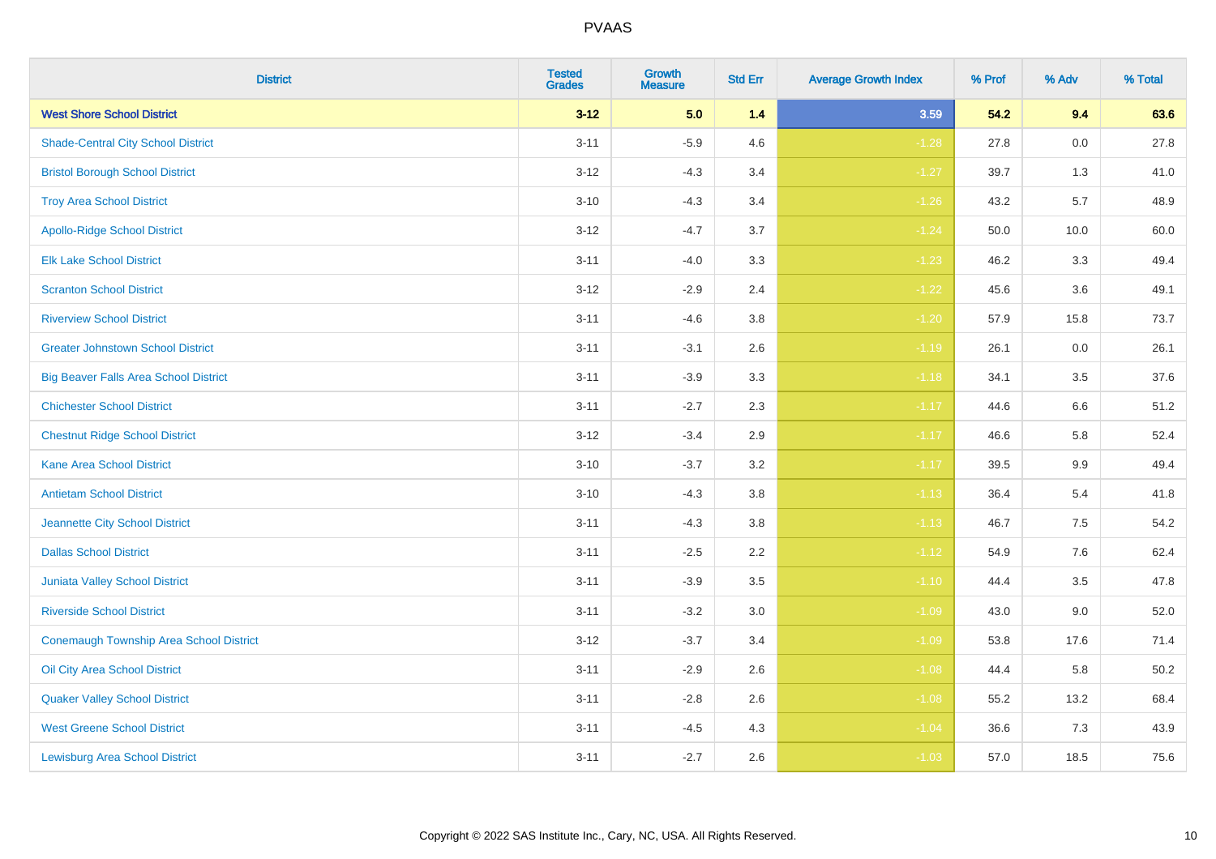# PVAAS

| District | Tested Grades | Growth Measure | Std Err | Average Growth Index | % Prof | % Adv | % Total |
|---|---|---|---|---|---|---|---|
| **West Shore School District** | **3-12** | **5.0** | **1.4** | **3.59** | **54.2** | **9.4** | **63.6** |
| Shade-Central City School District | 3-11 | -5.9 | 4.6 | -1.28 | 27.8 | 0.0 | 27.8 |
| Bristol Borough School District | 3-12 | -4.3 | 3.4 | -1.27 | 39.7 | 1.3 | 41.0 |
| Troy Area School District | 3-10 | -4.3 | 3.4 | -1.26 | 43.2 | 5.7 | 48.9 |
| Apollo-Ridge School District | 3-12 | -4.7 | 3.7 | -1.24 | 50.0 | 10.0 | 60.0 |
| Elk Lake School District | 3-11 | -4.0 | 3.3 | -1.23 | 46.2 | 3.3 | 49.4 |
| Scranton School District | 3-12 | -2.9 | 2.4 | -1.22 | 45.6 | 3.6 | 49.1 |
| Riverview School District | 3-11 | -4.6 | 3.8 | -1.20 | 57.9 | 15.8 | 73.7 |
| Greater Johnstown School District | 3-11 | -3.1 | 2.6 | -1.19 | 26.1 | 0.0 | 26.1 |
| Big Beaver Falls Area School District | 3-11 | -3.9 | 3.3 | -1.18 | 34.1 | 3.5 | 37.6 |
| Chichester School District | 3-11 | -2.7 | 2.3 | -1.17 | 44.6 | 6.6 | 51.2 |
| Chestnut Ridge School District | 3-12 | -3.4 | 2.9 | -1.17 | 46.6 | 5.8 | 52.4 |
| Kane Area School District | 3-10 | -3.7 | 3.2 | -1.17 | 39.5 | 9.9 | 49.4 |
| Antietam School District | 3-10 | -4.3 | 3.8 | -1.13 | 36.4 | 5.4 | 41.8 |
| Jeannette City School District | 3-11 | -4.3 | 3.8 | -1.13 | 46.7 | 7.5 | 54.2 |
| Dallas School District | 3-11 | -2.5 | 2.2 | -1.12 | 54.9 | 7.6 | 62.4 |
| Juniata Valley School District | 3-11 | -3.9 | 3.5 | -1.10 | 44.4 | 3.5 | 47.8 |
| Riverside School District | 3-11 | -3.2 | 3.0 | -1.09 | 43.0 | 9.0 | 52.0 |
| Conemaugh Township Area School District | 3-12 | -3.7 | 3.4 | -1.09 | 53.8 | 17.6 | 71.4 |
| Oil City Area School District | 3-11 | -2.9 | 2.6 | -1.08 | 44.4 | 5.8 | 50.2 |
| Quaker Valley School District | 3-11 | -2.8 | 2.6 | -1.08 | 55.2 | 13.2 | 68.4 |
| West Greene School District | 3-11 | -4.5 | 4.3 | -1.04 | 36.6 | 7.3 | 43.9 |
| Lewisburg Area School District | 3-11 | -2.7 | 2.6 | -1.03 | 57.0 | 18.5 | 75.6 |

Copyright © 2022 SAS Institute Inc., Cary, NC, USA. All Rights Reserved.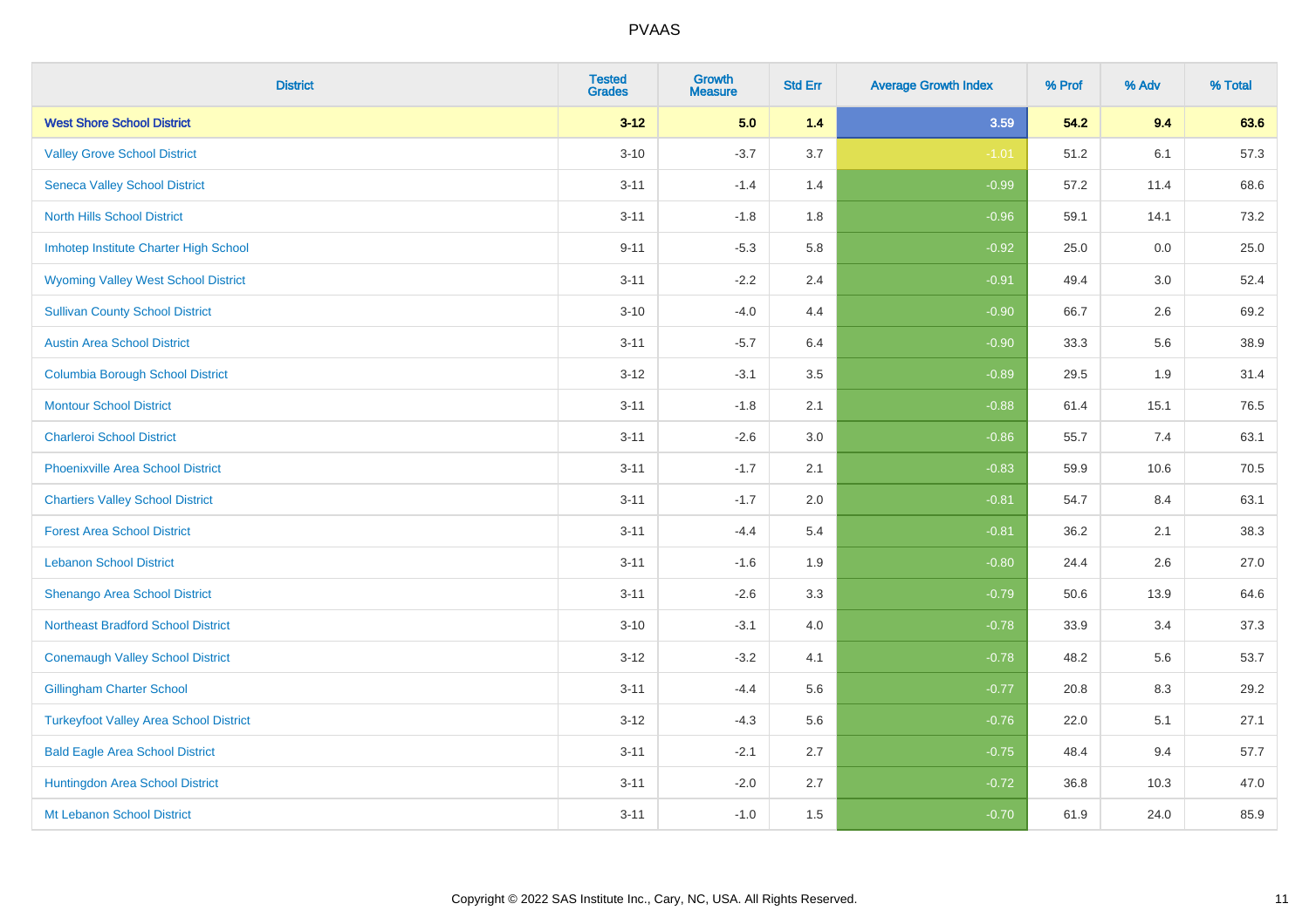# PVAAS

| District | Tested Grades | Growth Measure | Std Err | Average Growth Index | % Prof | % Adv | % Total |
|---|---|---|---|---|---|---|---|
| **West Shore School District** | **3-12** | **5.0** | **1.4** | **3.59** | **54.2** | **9.4** | **63.6** |
| Valley Grove School District | 3-10 | -3.7 | 3.7 | -1.01 | 51.2 | 6.1 | 57.3 |
| Seneca Valley School District | 3-11 | -1.4 | 1.4 | -0.99 | 57.2 | 11.4 | 68.6 |
| North Hills School District | 3-11 | -1.8 | 1.8 | -0.96 | 59.1 | 14.1 | 73.2 |
| Imhotep Institute Charter High School | 9-11 | -5.3 | 5.8 | -0.92 | 25.0 | 0.0 | 25.0 |
| Wyoming Valley West School District | 3-11 | -2.2 | 2.4 | -0.91 | 49.4 | 3.0 | 52.4 |
| Sullivan County School District | 3-10 | -4.0 | 4.4 | -0.90 | 66.7 | 2.6 | 69.2 |
| Austin Area School District | 3-11 | -5.7 | 6.4 | -0.90 | 33.3 | 5.6 | 38.9 |
| Columbia Borough School District | 3-12 | -3.1 | 3.5 | -0.89 | 29.5 | 1.9 | 31.4 |
| Montour School District | 3-11 | -1.8 | 2.1 | -0.88 | 61.4 | 15.1 | 76.5 |
| Charleroi School District | 3-11 | -2.6 | 3.0 | -0.86 | 55.7 | 7.4 | 63.1 |
| Phoenixville Area School District | 3-11 | -1.7 | 2.1 | -0.83 | 59.9 | 10.6 | 70.5 |
| Chartiers Valley School District | 3-11 | -1.7 | 2.0 | -0.81 | 54.7 | 8.4 | 63.1 |
| Forest Area School District | 3-11 | -4.4 | 5.4 | -0.81 | 36.2 | 2.1 | 38.3 |
| Lebanon School District | 3-11 | -1.6 | 1.9 | -0.80 | 24.4 | 2.6 | 27.0 |
| Shenango Area School District | 3-11 | -2.6 | 3.3 | -0.79 | 50.6 | 13.9 | 64.6 |
| Northeast Bradford School District | 3-10 | -3.1 | 4.0 | -0.78 | 33.9 | 3.4 | 37.3 |
| Conemaugh Valley School District | 3-12 | -3.2 | 4.1 | -0.78 | 48.2 | 5.6 | 53.7 |
| Gillingham Charter School | 3-11 | -4.4 | 5.6 | -0.77 | 20.8 | 8.3 | 29.2 |
| Turkeyfoot Valley Area School District | 3-12 | -4.3 | 5.6 | -0.76 | 22.0 | 5.1 | 27.1 |
| Bald Eagle Area School District | 3-11 | -2.1 | 2.7 | -0.75 | 48.4 | 9.4 | 57.7 |
| Huntingdon Area School District | 3-11 | -2.0 | 2.7 | -0.72 | 36.8 | 10.3 | 47.0 |
| Mt Lebanon School District | 3-11 | -1.0 | 1.5 | -0.70 | 61.9 | 24.0 | 85.9 |

Copyright © 2022 SAS Institute Inc., Cary, NC, USA. All Rights Reserved.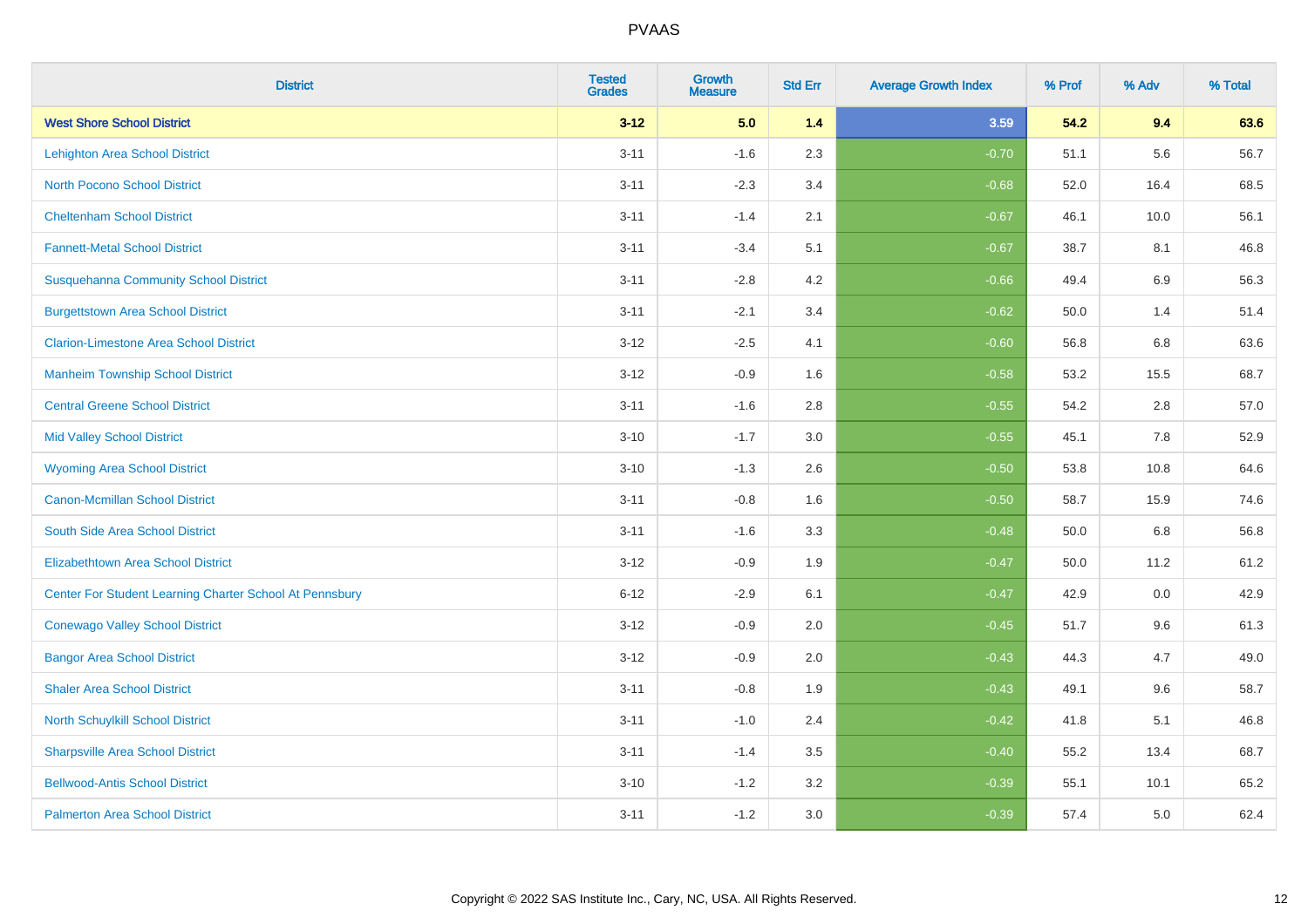# PVAAS

| District | Tested Grades | Growth Measure | Std Err | Average Growth Index | % Prof | % Adv | % Total |
|---|---|---|---|---|---|---|---|
| **West Shore School District** | **3-12** | **5.0** | **1.4** | **3.59** | **54.2** | **9.4** | **63.6** |
| Lehighton Area School District | 3-11 | -1.6 | 2.3 | -0.70 | 51.1 | 5.6 | 56.7 |
| North Pocono School District | 3-11 | -2.3 | 3.4 | -0.68 | 52.0 | 16.4 | 68.5 |
| Cheltenham School District | 3-11 | -1.4 | 2.1 | -0.67 | 46.1 | 10.0 | 56.1 |
| Fannett-Metal School District | 3-11 | -3.4 | 5.1 | -0.67 | 38.7 | 8.1 | 46.8 |
| Susquehanna Community School District | 3-11 | -2.8 | 4.2 | -0.66 | 49.4 | 6.9 | 56.3 |
| Burgettstown Area School District | 3-11 | -2.1 | 3.4 | -0.62 | 50.0 | 1.4 | 51.4 |
| Clarion-Limestone Area School District | 3-12 | -2.5 | 4.1 | -0.60 | 56.8 | 6.8 | 63.6 |
| Manheim Township School District | 3-12 | -0.9 | 1.6 | -0.58 | 53.2 | 15.5 | 68.7 |
| Central Greene School District | 3-11 | -1.6 | 2.8 | -0.55 | 54.2 | 2.8 | 57.0 |
| Mid Valley School District | 3-10 | -1.7 | 3.0 | -0.55 | 45.1 | 7.8 | 52.9 |
| Wyoming Area School District | 3-10 | -1.3 | 2.6 | -0.50 | 53.8 | 10.8 | 64.6 |
| Canon-Mcmillan School District | 3-11 | -0.8 | 1.6 | -0.50 | 58.7 | 15.9 | 74.6 |
| South Side Area School District | 3-11 | -1.6 | 3.3 | -0.48 | 50.0 | 6.8 | 56.8 |
| Elizabethtown Area School District | 3-12 | -0.9 | 1.9 | -0.47 | 50.0 | 11.2 | 61.2 |
| Center For Student Learning Charter School At Pennsbury | 6-12 | -2.9 | 6.1 | -0.47 | 42.9 | 0.0 | 42.9 |
| Conewago Valley School District | 3-12 | -0.9 | 2.0 | -0.45 | 51.7 | 9.6 | 61.3 |
| Bangor Area School District | 3-12 | -0.9 | 2.0 | -0.43 | 44.3 | 4.7 | 49.0 |
| Shaler Area School District | 3-11 | -0.8 | 1.9 | -0.43 | 49.1 | 9.6 | 58.7 |
| North Schuylkill School District | 3-11 | -1.0 | 2.4 | -0.42 | 41.8 | 5.1 | 46.8 |
| Sharpsville Area School District | 3-11 | -1.4 | 3.5 | -0.40 | 55.2 | 13.4 | 68.7 |
| Bellwood-Antis School District | 3-10 | -1.2 | 3.2 | -0.39 | 55.1 | 10.1 | 65.2 |
| Palmerton Area School District | 3-11 | -1.2 | 3.0 | -0.39 | 57.4 | 5.0 | 62.4 |

Copyright © 2022 SAS Institute Inc., Cary, NC, USA. All Rights Reserved.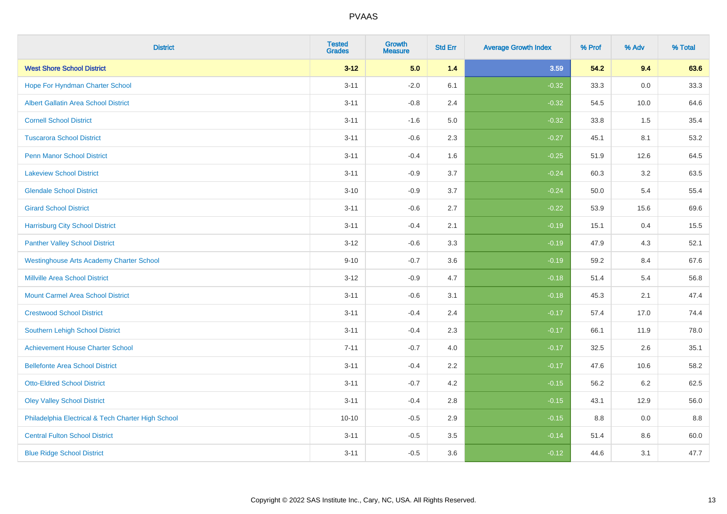# PVAAS

| District | Tested Grades | Growth Measure | Std Err | Average Growth Index | % Prof | % Adv | % Total |
|---|---|---|---|---|---|---|---|
| **West Shore School District** | **3-12** | **5.0** | **1.4** | **3.59** | **54.2** | **9.4** | **63.6** |
| Hope For Hyndman Charter School | 3-11 | -2.0 | 6.1 | -0.32 | 33.3 | 0.0 | 33.3 |
| Albert Gallatin Area School District | 3-11 | -0.8 | 2.4 | -0.32 | 54.5 | 10.0 | 64.6 |
| Cornell School District | 3-11 | -1.6 | 5.0 | -0.32 | 33.8 | 1.5 | 35.4 |
| Tuscarora School District | 3-11 | -0.6 | 2.3 | -0.27 | 45.1 | 8.1 | 53.2 |
| Penn Manor School District | 3-11 | -0.4 | 1.6 | -0.25 | 51.9 | 12.6 | 64.5 |
| Lakeview School District | 3-11 | -0.9 | 3.7 | -0.24 | 60.3 | 3.2 | 63.5 |
| Glendale School District | 3-10 | -0.9 | 3.7 | -0.24 | 50.0 | 5.4 | 55.4 |
| Girard School District | 3-11 | -0.6 | 2.7 | -0.22 | 53.9 | 15.6 | 69.6 |
| Harrisburg City School District | 3-11 | -0.4 | 2.1 | -0.19 | 15.1 | 0.4 | 15.5 |
| Panther Valley School District | 3-12 | -0.6 | 3.3 | -0.19 | 47.9 | 4.3 | 52.1 |
| Westinghouse Arts Academy Charter School | 9-10 | -0.7 | 3.6 | -0.19 | 59.2 | 8.4 | 67.6 |
| Millville Area School District | 3-12 | -0.9 | 4.7 | -0.18 | 51.4 | 5.4 | 56.8 |
| Mount Carmel Area School District | 3-11 | -0.6 | 3.1 | -0.18 | 45.3 | 2.1 | 47.4 |
| Crestwood School District | 3-11 | -0.4 | 2.4 | -0.17 | 57.4 | 17.0 | 74.4 |
| Southern Lehigh School District | 3-11 | -0.4 | 2.3 | -0.17 | 66.1 | 11.9 | 78.0 |
| Achievement House Charter School | 7-11 | -0.7 | 4.0 | -0.17 | 32.5 | 2.6 | 35.1 |
| Bellefonte Area School District | 3-11 | -0.4 | 2.2 | -0.17 | 47.6 | 10.6 | 58.2 |
| Otto-Eldred School District | 3-11 | -0.7 | 4.2 | -0.15 | 56.2 | 6.2 | 62.5 |
| Oley Valley School District | 3-11 | -0.4 | 2.8 | -0.15 | 43.1 | 12.9 | 56.0 |
| Philadelphia Electrical & Tech Charter High School | 10-10 | -0.5 | 2.9 | -0.15 | 8.8 | 0.0 | 8.8 |
| Central Fulton School District | 3-11 | -0.5 | 3.5 | -0.14 | 51.4 | 8.6 | 60.0 |
| Blue Ridge School District | 3-11 | -0.5 | 3.6 | -0.12 | 44.6 | 3.1 | 47.7 |

Copyright © 2022 SAS Institute Inc., Cary, NC, USA. All Rights Reserved.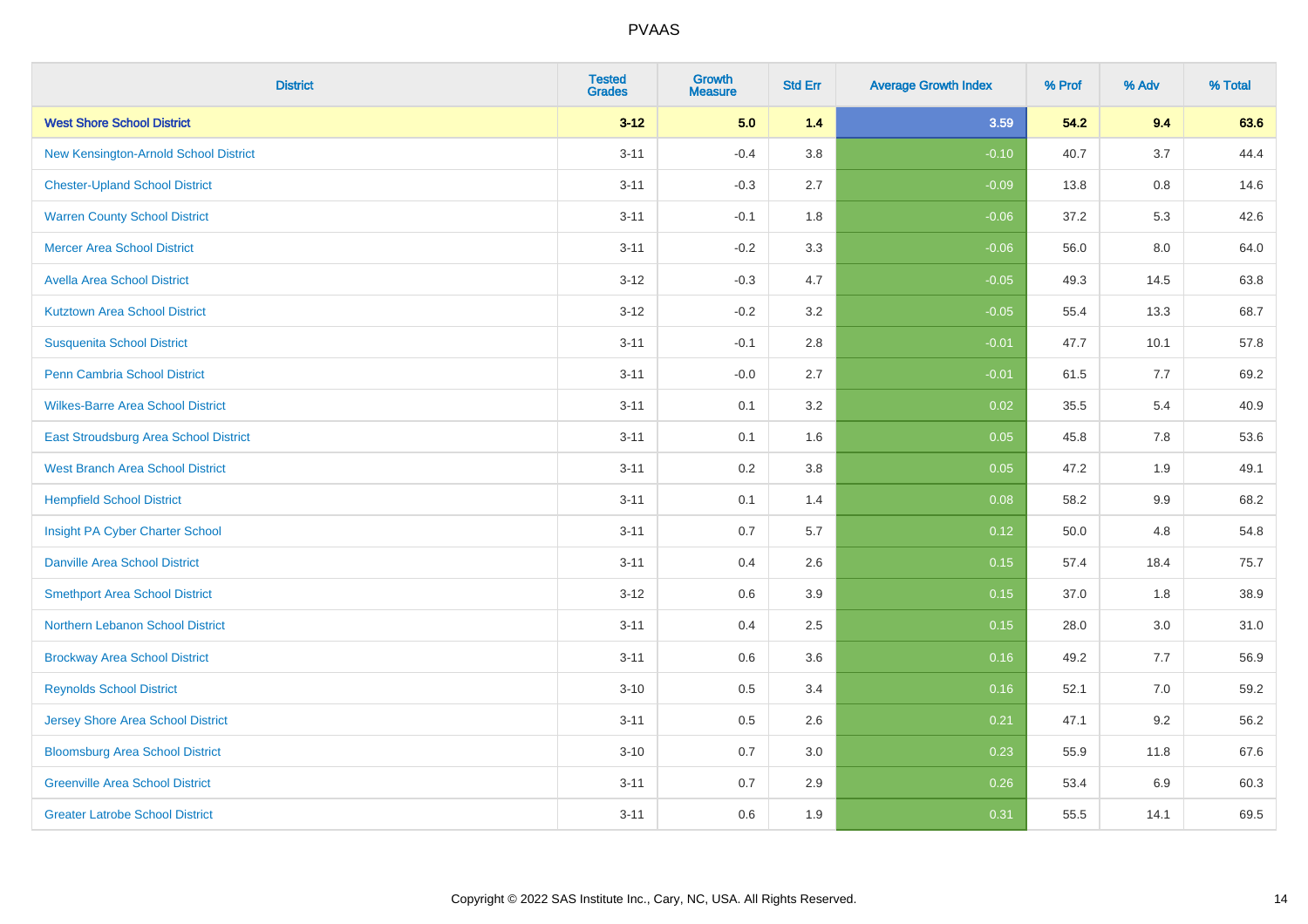| District | Tested Grades | Growth Measure | Std Err | Average Growth Index | % Prof | % Adv | % Total |
|---|---|---|---|---|---|---|---|
| **West Shore School District** | **3-12** | **5.0** | **1.4** | **3.59** | **54.2** | **9.4** | **63.6** |
| New Kensington-Arnold School District | 3-11 | -0.4 | 3.8 | -0.10 | 40.7 | 3.7 | 44.4 |
| Chester-Upland School District | 3-11 | -0.3 | 2.7 | -0.09 | 13.8 | 0.8 | 14.6 |
| Warren County School District | 3-11 | -0.1 | 1.8 | -0.06 | 37.2 | 5.3 | 42.6 |
| Mercer Area School District | 3-11 | -0.2 | 3.3 | -0.06 | 56.0 | 8.0 | 64.0 |
| Avella Area School District | 3-12 | -0.3 | 4.7 | -0.05 | 49.3 | 14.5 | 63.8 |
| Kutztown Area School District | 3-12 | -0.2 | 3.2 | -0.05 | 55.4 | 13.3 | 68.7 |
| Susquenita School District | 3-11 | -0.1 | 2.8 | -0.01 | 47.7 | 10.1 | 57.8 |
| Penn Cambria School District | 3-11 | -0.0 | 2.7 | -0.01 | 61.5 | 7.7 | 69.2 |
| Wilkes-Barre Area School District | 3-11 | 0.1 | 3.2 | 0.02 | 35.5 | 5.4 | 40.9 |
| East Stroudsburg Area School District | 3-11 | 0.1 | 1.6 | 0.05 | 45.8 | 7.8 | 53.6 |
| West Branch Area School District | 3-11 | 0.2 | 3.8 | 0.05 | 47.2 | 1.9 | 49.1 |
| Hempfield School District | 3-11 | 0.1 | 1.4 | 0.08 | 58.2 | 9.9 | 68.2 |
| Insight PA Cyber Charter School | 3-11 | 0.7 | 5.7 | 0.12 | 50.0 | 4.8 | 54.8 |
| Danville Area School District | 3-11 | 0.4 | 2.6 | 0.15 | 57.4 | 18.4 | 75.7 |
| Smethport Area School District | 3-12 | 0.6 | 3.9 | 0.15 | 37.0 | 1.8 | 38.9 |
| Northern Lebanon School District | 3-11 | 0.4 | 2.5 | 0.15 | 28.0 | 3.0 | 31.0 |
| Brockway Area School District | 3-11 | 0.6 | 3.6 | 0.16 | 49.2 | 7.7 | 56.9 |
| Reynolds School District | 3-10 | 0.5 | 3.4 | 0.16 | 52.1 | 7.0 | 59.2 |
| Jersey Shore Area School District | 3-11 | 0.5 | 2.6 | 0.21 | 47.1 | 9.2 | 56.2 |
| Bloomsburg Area School District | 3-10 | 0.7 | 3.0 | 0.23 | 55.9 | 11.8 | 67.6 |
| Greenville Area School District | 3-11 | 0.7 | 2.9 | 0.26 | 53.4 | 6.9 | 60.3 |
| Greater Latrobe School District | 3-11 | 0.6 | 1.9 | 0.31 | 55.5 | 14.1 | 69.5 |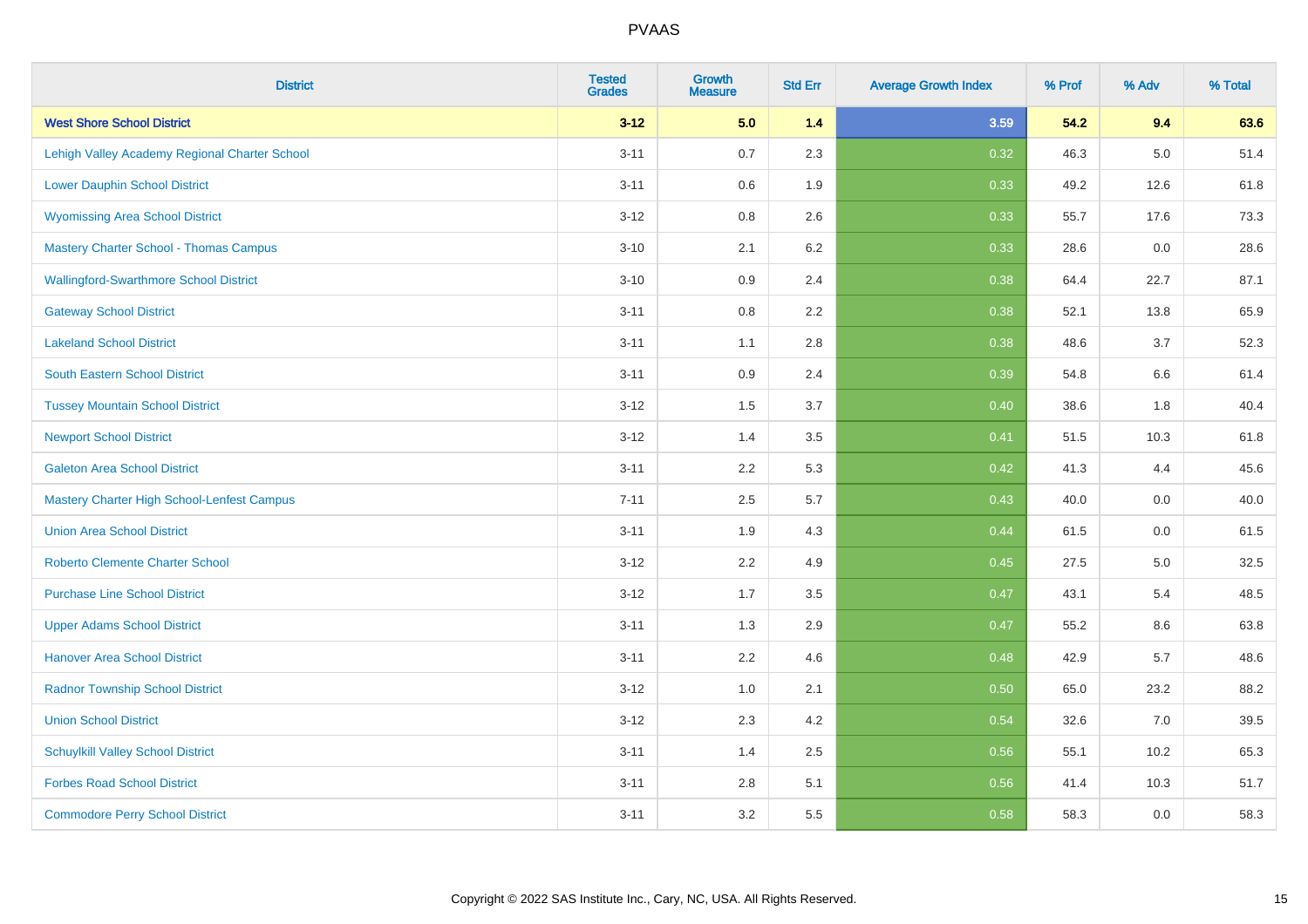# PVAAS

| District | Tested Grades | Growth Measure | Std Err | Average Growth Index | % Prof | % Adv | % Total |
|---|---|---|---|---|---|---|---|
| **West Shore School District** | **3-12** | **5.0** | **1.4** | **3.59** | **54.2** | **9.4** | **63.6** |
| Lehigh Valley Academy Regional Charter School | 3-11 | 0.7 | 2.3 | 0.32 | 46.3 | 5.0 | 51.4 |
| Lower Dauphin School District | 3-11 | 0.6 | 1.9 | 0.33 | 49.2 | 12.6 | 61.8 |
| Wyomissing Area School District | 3-12 | 0.8 | 2.6 | 0.33 | 55.7 | 17.6 | 73.3 |
| Mastery Charter School - Thomas Campus | 3-10 | 2.1 | 6.2 | 0.33 | 28.6 | 0.0 | 28.6 |
| Wallingford-Swarthmore School District | 3-10 | 0.9 | 2.4 | 0.38 | 64.4 | 22.7 | 87.1 |
| Gateway School District | 3-11 | 0.8 | 2.2 | 0.38 | 52.1 | 13.8 | 65.9 |
| Lakeland School District | 3-11 | 1.1 | 2.8 | 0.38 | 48.6 | 3.7 | 52.3 |
| South Eastern School District | 3-11 | 0.9 | 2.4 | 0.39 | 54.8 | 6.6 | 61.4 |
| Tussey Mountain School District | 3-12 | 1.5 | 3.7 | 0.40 | 38.6 | 1.8 | 40.4 |
| Newport School District | 3-12 | 1.4 | 3.5 | 0.41 | 51.5 | 10.3 | 61.8 |
| Galeton Area School District | 3-11 | 2.2 | 5.3 | 0.42 | 41.3 | 4.4 | 45.6 |
| Mastery Charter High School-Lenfest Campus | 7-11 | 2.5 | 5.7 | 0.43 | 40.0 | 0.0 | 40.0 |
| Union Area School District | 3-11 | 1.9 | 4.3 | 0.44 | 61.5 | 0.0 | 61.5 |
| Roberto Clemente Charter School | 3-12 | 2.2 | 4.9 | 0.45 | 27.5 | 5.0 | 32.5 |
| Purchase Line School District | 3-12 | 1.7 | 3.5 | 0.47 | 43.1 | 5.4 | 48.5 |
| Upper Adams School District | 3-11 | 1.3 | 2.9 | 0.47 | 55.2 | 8.6 | 63.8 |
| Hanover Area School District | 3-11 | 2.2 | 4.6 | 0.48 | 42.9 | 5.7 | 48.6 |
| Radnor Township School District | 3-12 | 1.0 | 2.1 | 0.50 | 65.0 | 23.2 | 88.2 |
| Union School District | 3-12 | 2.3 | 4.2 | 0.54 | 32.6 | 7.0 | 39.5 |
| Schuylkill Valley School District | 3-11 | 1.4 | 2.5 | 0.56 | 55.1 | 10.2 | 65.3 |
| Forbes Road School District | 3-11 | 2.8 | 5.1 | 0.56 | 41.4 | 10.3 | 51.7 |
| Commodore Perry School District | 3-11 | 3.2 | 5.5 | 0.58 | 58.3 | 0.0 | 58.3 |

Copyright © 2022 SAS Institute Inc., Cary, NC, USA. All Rights Reserved.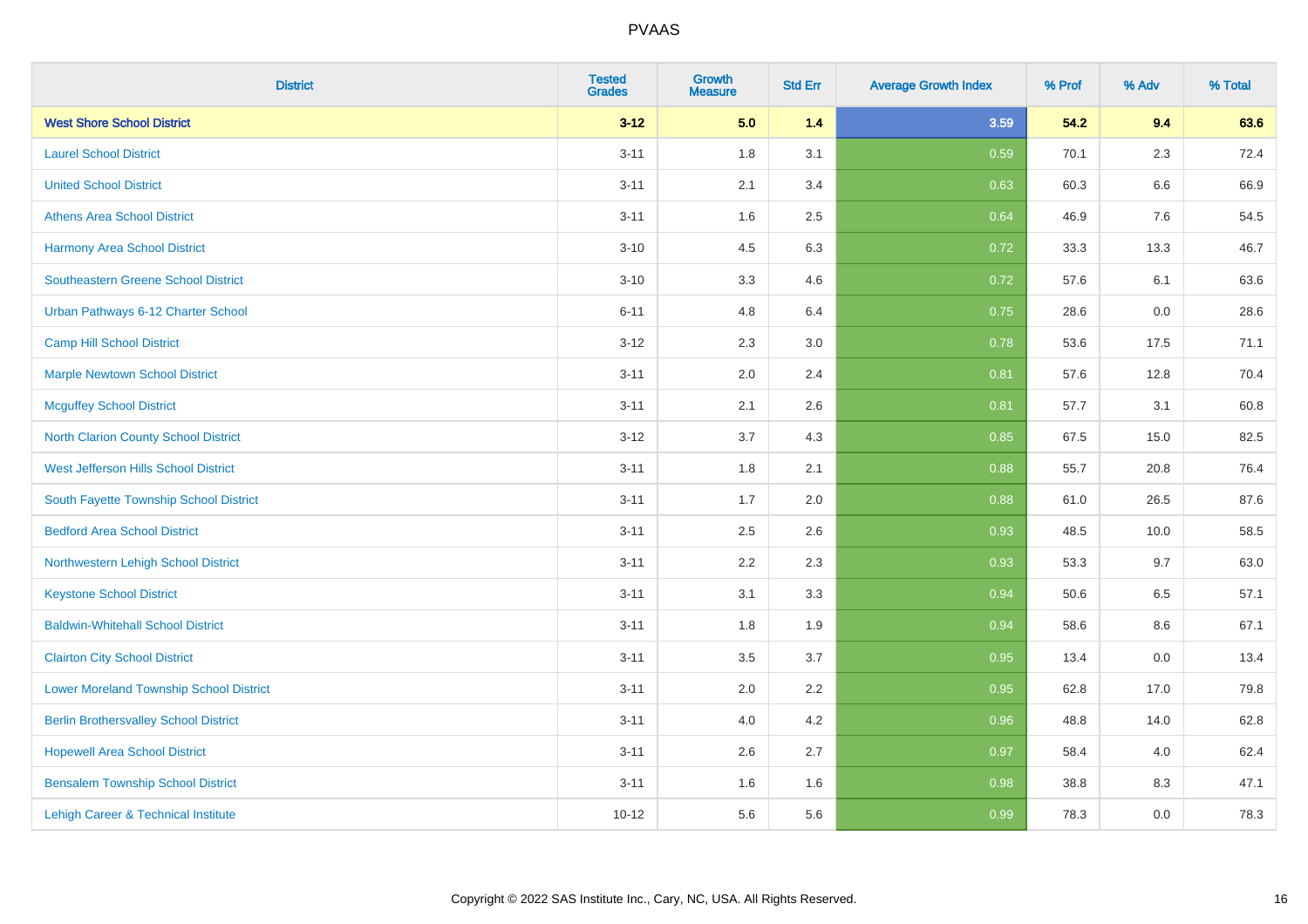# PVAAS

| District | Tested Grades | Growth Measure | Std Err | Average Growth Index | % Prof | % Adv | % Total |
|---|---|---|---|---|---|---|---|
| **West Shore School District** | **3-12** | **5.0** | **1.4** | **3.59** | **54.2** | **9.4** | **63.6** |
| Laurel School District | 3-11 | 1.8 | 3.1 | 0.59 | 70.1 | 2.3 | 72.4 |
| United School District | 3-11 | 2.1 | 3.4 | 0.63 | 60.3 | 6.6 | 66.9 |
| Athens Area School District | 3-11 | 1.6 | 2.5 | 0.64 | 46.9 | 7.6 | 54.5 |
| Harmony Area School District | 3-10 | 4.5 | 6.3 | 0.72 | 33.3 | 13.3 | 46.7 |
| Southeastern Greene School District | 3-10 | 3.3 | 4.6 | 0.72 | 57.6 | 6.1 | 63.6 |
| Urban Pathways 6-12 Charter School | 6-11 | 4.8 | 6.4 | 0.75 | 28.6 | 0.0 | 28.6 |
| Camp Hill School District | 3-12 | 2.3 | 3.0 | 0.78 | 53.6 | 17.5 | 71.1 |
| Marple Newtown School District | 3-11 | 2.0 | 2.4 | 0.81 | 57.6 | 12.8 | 70.4 |
| Mcguffey School District | 3-11 | 2.1 | 2.6 | 0.81 | 57.7 | 3.1 | 60.8 |
| North Clarion County School District | 3-12 | 3.7 | 4.3 | 0.85 | 67.5 | 15.0 | 82.5 |
| West Jefferson Hills School District | 3-11 | 1.8 | 2.1 | 0.88 | 55.7 | 20.8 | 76.4 |
| South Fayette Township School District | 3-11 | 1.7 | 2.0 | 0.88 | 61.0 | 26.5 | 87.6 |
| Bedford Area School District | 3-11 | 2.5 | 2.6 | 0.93 | 48.5 | 10.0 | 58.5 |
| Northwestern Lehigh School District | 3-11 | 2.2 | 2.3 | 0.93 | 53.3 | 9.7 | 63.0 |
| Keystone School District | 3-11 | 3.1 | 3.3 | 0.94 | 50.6 | 6.5 | 57.1 |
| Baldwin-Whitehall School District | 3-11 | 1.8 | 1.9 | 0.94 | 58.6 | 8.6 | 67.1 |
| Clairton City School District | 3-11 | 3.5 | 3.7 | 0.95 | 13.4 | 0.0 | 13.4 |
| Lower Moreland Township School District | 3-11 | 2.0 | 2.2 | 0.95 | 62.8 | 17.0 | 79.8 |
| Berlin Brothersvalley School District | 3-11 | 4.0 | 4.2 | 0.96 | 48.8 | 14.0 | 62.8 |
| Hopewell Area School District | 3-11 | 2.6 | 2.7 | 0.97 | 58.4 | 4.0 | 62.4 |
| Bensalem Township School District | 3-11 | 1.6 | 1.6 | 0.98 | 38.8 | 8.3 | 47.1 |
| Lehigh Career & Technical Institute | 10-12 | 5.6 | 5.6 | 0.99 | 78.3 | 0.0 | 78.3 |

Copyright © 2022 SAS Institute Inc., Cary, NC, USA. All Rights Reserved.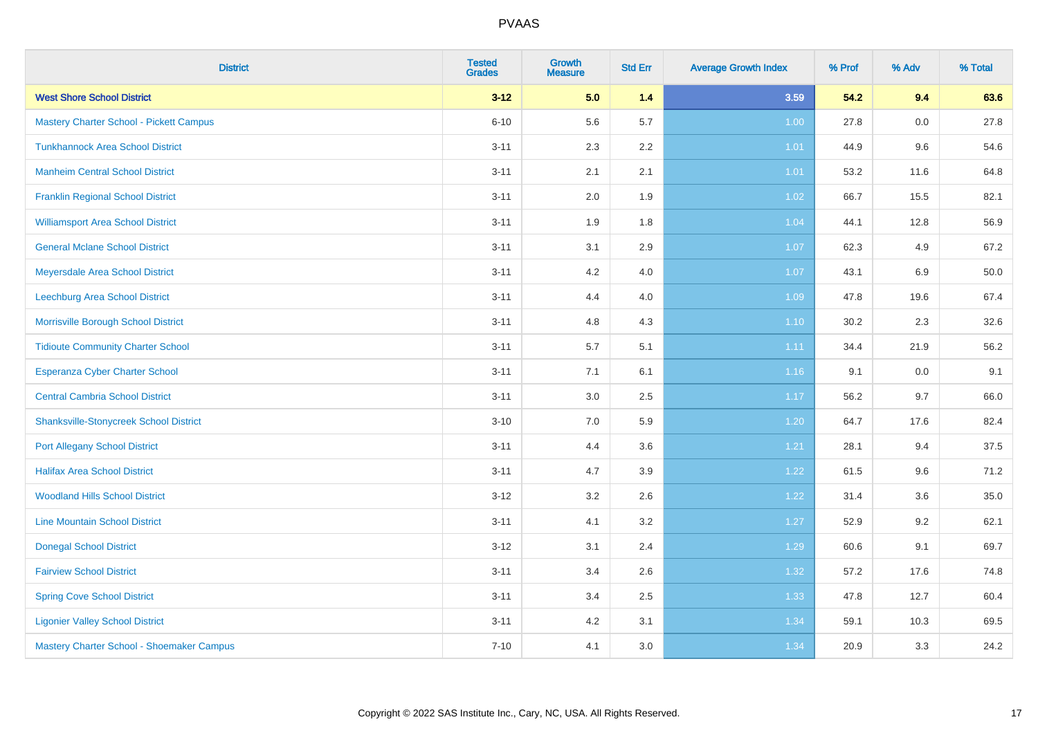# PVAAS

| District | Tested Grades | Growth Measure | Std Err | Average Growth Index | % Prof | % Adv | % Total |
|---|---|---|---|---|---|---|---|
| **West Shore School District** | **3-12** | **5.0** | **1.4** | **3.59** | **54.2** | **9.4** | **63.6** |
| Mastery Charter School - Pickett Campus | 6-10 | 5.6 | 5.7 | 1.00 | 27.8 | 0.0 | 27.8 |
| Tunkhannock Area School District | 3-11 | 2.3 | 2.2 | 1.01 | 44.9 | 9.6 | 54.6 |
| Manheim Central School District | 3-11 | 2.1 | 2.1 | 1.01 | 53.2 | 11.6 | 64.8 |
| Franklin Regional School District | 3-11 | 2.0 | 1.9 | 1.02 | 66.7 | 15.5 | 82.1 |
| Williamsport Area School District | 3-11 | 1.9 | 1.8 | 1.04 | 44.1 | 12.8 | 56.9 |
| General Mclane School District | 3-11 | 3.1 | 2.9 | 1.07 | 62.3 | 4.9 | 67.2 |
| Meyersdale Area School District | 3-11 | 4.2 | 4.0 | 1.07 | 43.1 | 6.9 | 50.0 |
| Leechburg Area School District | 3-11 | 4.4 | 4.0 | 1.09 | 47.8 | 19.6 | 67.4 |
| Morrisville Borough School District | 3-11 | 4.8 | 4.3 | 1.10 | 30.2 | 2.3 | 32.6 |
| Tidioute Community Charter School | 3-11 | 5.7 | 5.1 | 1.11 | 34.4 | 21.9 | 56.2 |
| Esperanza Cyber Charter School | 3-11 | 7.1 | 6.1 | 1.16 | 9.1 | 0.0 | 9.1 |
| Central Cambria School District | 3-11 | 3.0 | 2.5 | 1.17 | 56.2 | 9.7 | 66.0 |
| Shanksville-Stonycreek School District | 3-10 | 7.0 | 5.9 | 1.20 | 64.7 | 17.6 | 82.4 |
| Port Allegany School District | 3-11 | 4.4 | 3.6 | 1.21 | 28.1 | 9.4 | 37.5 |
| Halifax Area School District | 3-11 | 4.7 | 3.9 | 1.22 | 61.5 | 9.6 | 71.2 |
| Woodland Hills School District | 3-12 | 3.2 | 2.6 | 1.22 | 31.4 | 3.6 | 35.0 |
| Line Mountain School District | 3-11 | 4.1 | 3.2 | 1.27 | 52.9 | 9.2 | 62.1 |
| Donegal School District | 3-12 | 3.1 | 2.4 | 1.29 | 60.6 | 9.1 | 69.7 |
| Fairview School District | 3-11 | 3.4 | 2.6 | 1.32 | 57.2 | 17.6 | 74.8 |
| Spring Cove School District | 3-11 | 3.4 | 2.5 | 1.33 | 47.8 | 12.7 | 60.4 |
| Ligonier Valley School District | 3-11 | 4.2 | 3.1 | 1.34 | 59.1 | 10.3 | 69.5 |
| Mastery Charter School - Shoemaker Campus | 7-10 | 4.1 | 3.0 | 1.34 | 20.9 | 3.3 | 24.2 |

Copyright © 2022 SAS Institute Inc., Cary, NC, USA. All Rights Reserved.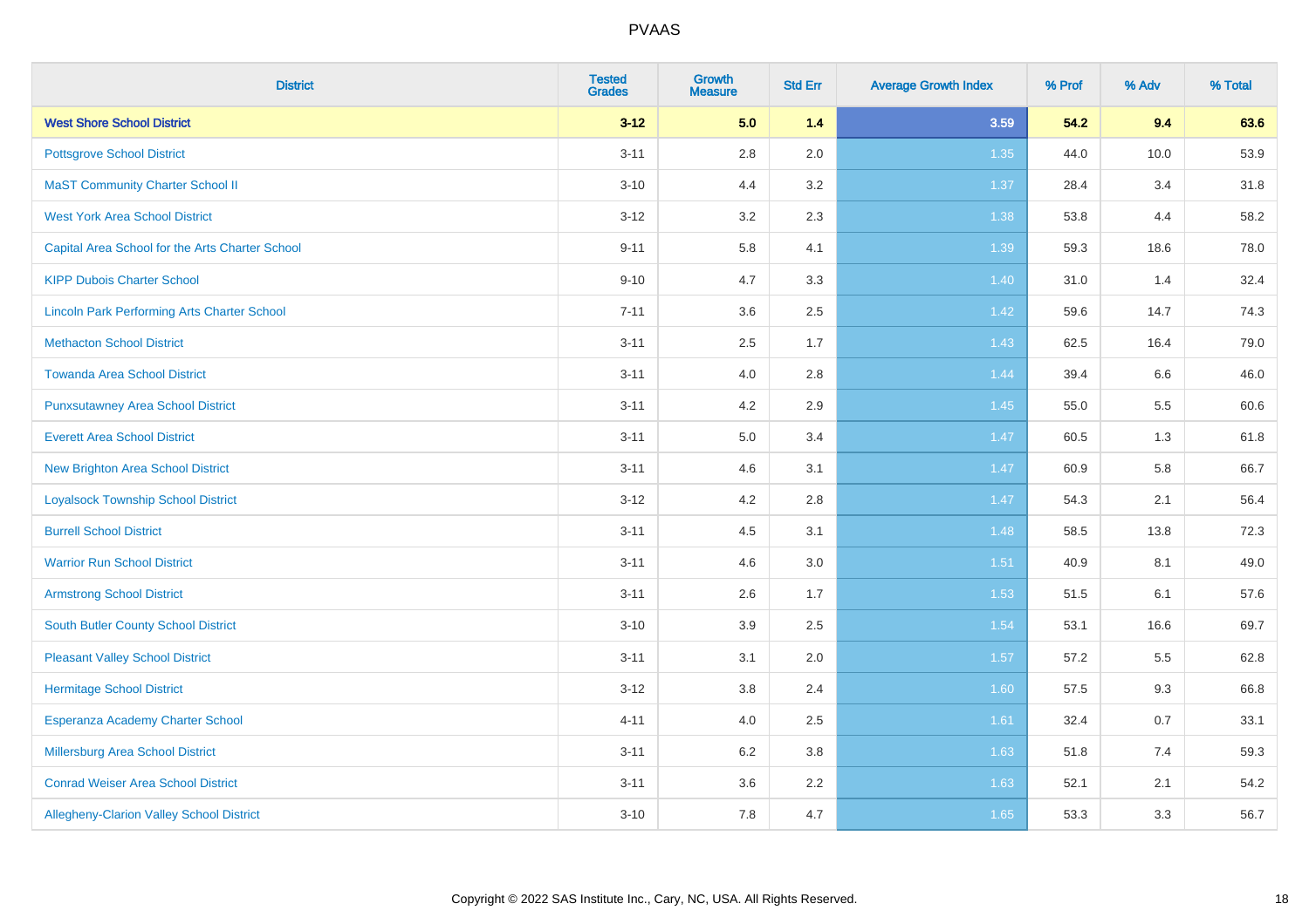# PVAAS

| District | Tested Grades | Growth Measure | Std Err | Average Growth Index | % Prof | % Adv | % Total |
|---|---|---|---|---|---|---|---|
| **West Shore School District** | **3-12** | **5.0** | **1.4** | **3.59** | **54.2** | **9.4** | **63.6** |
| Pottsgrove School District | 3-11 | 2.8 | 2.0 | 1.35 | 44.0 | 10.0 | 53.9 |
| MaST Community Charter School II | 3-10 | 4.4 | 3.2 | 1.37 | 28.4 | 3.4 | 31.8 |
| West York Area School District | 3-12 | 3.2 | 2.3 | 1.38 | 53.8 | 4.4 | 58.2 |
| Capital Area School for the Arts Charter School | 9-11 | 5.8 | 4.1 | 1.39 | 59.3 | 18.6 | 78.0 |
| KIPP Dubois Charter School | 9-10 | 4.7 | 3.3 | 1.40 | 31.0 | 1.4 | 32.4 |
| Lincoln Park Performing Arts Charter School | 7-11 | 3.6 | 2.5 | 1.42 | 59.6 | 14.7 | 74.3 |
| Methacton School District | 3-11 | 2.5 | 1.7 | 1.43 | 62.5 | 16.4 | 79.0 |
| Towanda Area School District | 3-11 | 4.0 | 2.8 | 1.44 | 39.4 | 6.6 | 46.0 |
| Punxsutawney Area School District | 3-11 | 4.2 | 2.9 | 1.45 | 55.0 | 5.5 | 60.6 |
| Everett Area School District | 3-11 | 5.0 | 3.4 | 1.47 | 60.5 | 1.3 | 61.8 |
| New Brighton Area School District | 3-11 | 4.6 | 3.1 | 1.47 | 60.9 | 5.8 | 66.7 |
| Loyalsock Township School District | 3-12 | 4.2 | 2.8 | 1.47 | 54.3 | 2.1 | 56.4 |
| Burrell School District | 3-11 | 4.5 | 3.1 | 1.48 | 58.5 | 13.8 | 72.3 |
| Warrior Run School District | 3-11 | 4.6 | 3.0 | 1.51 | 40.9 | 8.1 | 49.0 |
| Armstrong School District | 3-11 | 2.6 | 1.7 | 1.53 | 51.5 | 6.1 | 57.6 |
| South Butler County School District | 3-10 | 3.9 | 2.5 | 1.54 | 53.1 | 16.6 | 69.7 |
| Pleasant Valley School District | 3-11 | 3.1 | 2.0 | 1.57 | 57.2 | 5.5 | 62.8 |
| Hermitage School District | 3-12 | 3.8 | 2.4 | 1.60 | 57.5 | 9.3 | 66.8 |
| Esperanza Academy Charter School | 4-11 | 4.0 | 2.5 | 1.61 | 32.4 | 0.7 | 33.1 |
| Millersburg Area School District | 3-11 | 6.2 | 3.8 | 1.63 | 51.8 | 7.4 | 59.3 |
| Conrad Weiser Area School District | 3-11 | 3.6 | 2.2 | 1.63 | 52.1 | 2.1 | 54.2 |
| Allegheny-Clarion Valley School District | 3-10 | 7.8 | 4.7 | 1.65 | 53.3 | 3.3 | 56.7 |

Copyright © 2022 SAS Institute Inc., Cary, NC, USA. All Rights Reserved.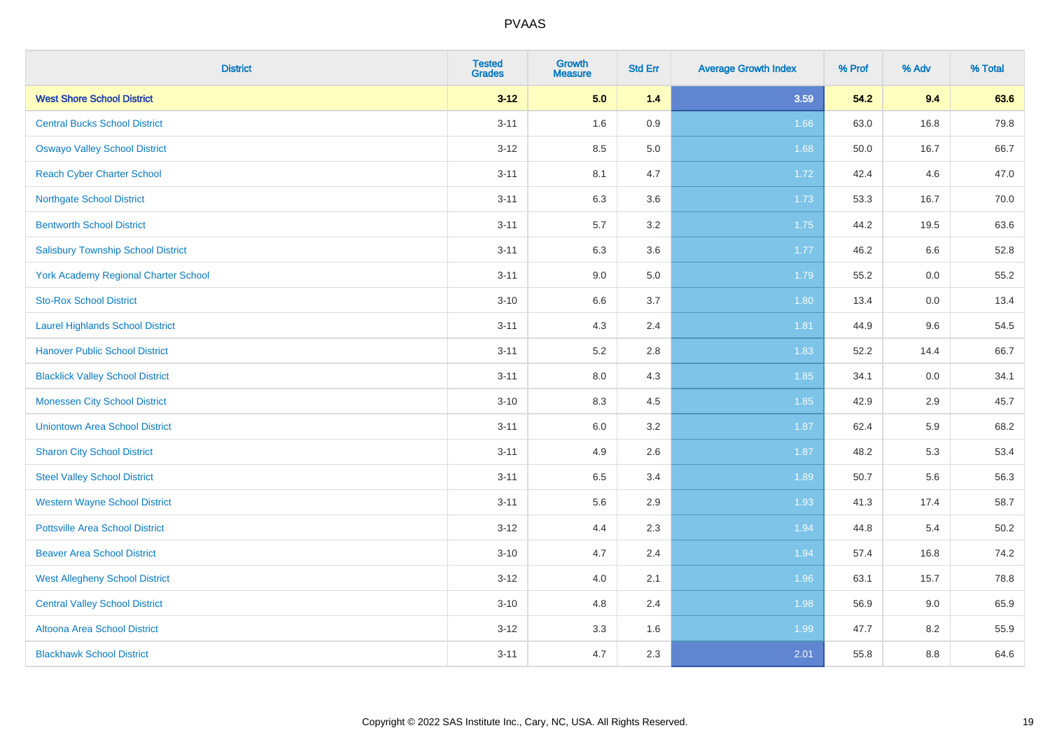# PVAAS

| District | Tested Grades | Growth Measure | Std Err | Average Growth Index | % Prof | % Adv | % Total |
|---|---|---|---|---|---|---|---|
| **West Shore School District** | **3-12** | **5.0** | **1.4** | **3.59** | **54.2** | **9.4** | **63.6** |
| Central Bucks School District | 3-11 | 1.6 | 0.9 | 1.66 | 63.0 | 16.8 | 79.8 |
| Oswayo Valley School District | 3-12 | 8.5 | 5.0 | 1.68 | 50.0 | 16.7 | 66.7 |
| Reach Cyber Charter School | 3-11 | 8.1 | 4.7 | 1.72 | 42.4 | 4.6 | 47.0 |
| Northgate School District | 3-11 | 6.3 | 3.6 | 1.73 | 53.3 | 16.7 | 70.0 |
| Bentworth School District | 3-11 | 5.7 | 3.2 | 1.75 | 44.2 | 19.5 | 63.6 |
| Salisbury Township School District | 3-11 | 6.3 | 3.6 | 1.77 | 46.2 | 6.6 | 52.8 |
| York Academy Regional Charter School | 3-11 | 9.0 | 5.0 | 1.79 | 55.2 | 0.0 | 55.2 |
| Sto-Rox School District | 3-10 | 6.6 | 3.7 | 1.80 | 13.4 | 0.0 | 13.4 |
| Laurel Highlands School District | 3-11 | 4.3 | 2.4 | 1.81 | 44.9 | 9.6 | 54.5 |
| Hanover Public School District | 3-11 | 5.2 | 2.8 | 1.83 | 52.2 | 14.4 | 66.7 |
| Blacklick Valley School District | 3-11 | 8.0 | 4.3 | 1.85 | 34.1 | 0.0 | 34.1 |
| Monessen City School District | 3-10 | 8.3 | 4.5 | 1.85 | 42.9 | 2.9 | 45.7 |
| Uniontown Area School District | 3-11 | 6.0 | 3.2 | 1.87 | 62.4 | 5.9 | 68.2 |
| Sharon City School District | 3-11 | 4.9 | 2.6 | 1.87 | 48.2 | 5.3 | 53.4 |
| Steel Valley School District | 3-11 | 6.5 | 3.4 | 1.89 | 50.7 | 5.6 | 56.3 |
| Western Wayne School District | 3-11 | 5.6 | 2.9 | 1.93 | 41.3 | 17.4 | 58.7 |
| Pottsville Area School District | 3-12 | 4.4 | 2.3 | 1.94 | 44.8 | 5.4 | 50.2 |
| Beaver Area School District | 3-10 | 4.7 | 2.4 | 1.94 | 57.4 | 16.8 | 74.2 |
| West Allegheny School District | 3-12 | 4.0 | 2.1 | 1.96 | 63.1 | 15.7 | 78.8 |
| Central Valley School District | 3-10 | 4.8 | 2.4 | 1.98 | 56.9 | 9.0 | 65.9 |
| Altoona Area School District | 3-12 | 3.3 | 1.6 | 1.99 | 47.7 | 8.2 | 55.9 |
| Blackhawk School District | 3-11 | 4.7 | 2.3 | 2.01 | 55.8 | 8.8 | 64.6 |

Copyright © 2022 SAS Institute Inc., Cary, NC, USA. All Rights Reserved.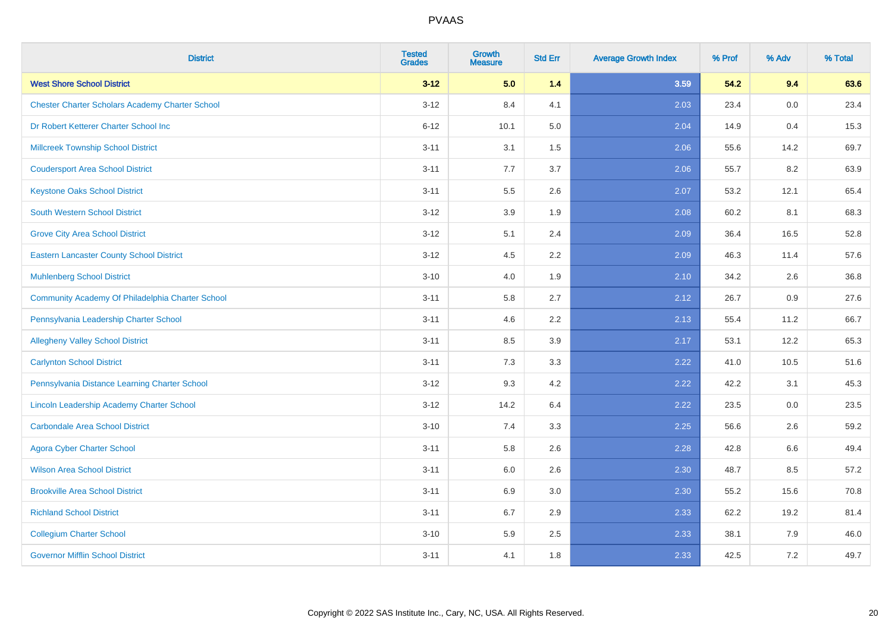# PVAAS

| District | Tested Grades | Growth Measure | Std Err | Average Growth Index | % Prof | % Adv | % Total |
|---|---|---|---|---|---|---|---|
| **West Shore School District** | **3-12** | **5.0** | **1.4** | **3.59** | **54.2** | **9.4** | **63.6** |
| Chester Charter Scholars Academy Charter School | 3-12 | 8.4 | 4.1 | 2.03 | 23.4 | 0.0 | 23.4 |
| Dr Robert Ketterer Charter School Inc | 6-12 | 10.1 | 5.0 | 2.04 | 14.9 | 0.4 | 15.3 |
| Millcreek Township School District | 3-11 | 3.1 | 1.5 | 2.06 | 55.6 | 14.2 | 69.7 |
| Coudersport Area School District | 3-11 | 7.7 | 3.7 | 2.06 | 55.7 | 8.2 | 63.9 |
| Keystone Oaks School District | 3-11 | 5.5 | 2.6 | 2.07 | 53.2 | 12.1 | 65.4 |
| South Western School District | 3-12 | 3.9 | 1.9 | 2.08 | 60.2 | 8.1 | 68.3 |
| Grove City Area School District | 3-12 | 5.1 | 2.4 | 2.09 | 36.4 | 16.5 | 52.8 |
| Eastern Lancaster County School District | 3-12 | 4.5 | 2.2 | 2.09 | 46.3 | 11.4 | 57.6 |
| Muhlenberg School District | 3-10 | 4.0 | 1.9 | 2.10 | 34.2 | 2.6 | 36.8 |
| Community Academy Of Philadelphia Charter School | 3-11 | 5.8 | 2.7 | 2.12 | 26.7 | 0.9 | 27.6 |
| Pennsylvania Leadership Charter School | 3-11 | 4.6 | 2.2 | 2.13 | 55.4 | 11.2 | 66.7 |
| Allegheny Valley School District | 3-11 | 8.5 | 3.9 | 2.17 | 53.1 | 12.2 | 65.3 |
| Carlynton School District | 3-11 | 7.3 | 3.3 | 2.22 | 41.0 | 10.5 | 51.6 |
| Pennsylvania Distance Learning Charter School | 3-12 | 9.3 | 4.2 | 2.22 | 42.2 | 3.1 | 45.3 |
| Lincoln Leadership Academy Charter School | 3-12 | 14.2 | 6.4 | 2.22 | 23.5 | 0.0 | 23.5 |
| Carbondale Area School District | 3-10 | 7.4 | 3.3 | 2.25 | 56.6 | 2.6 | 59.2 |
| Agora Cyber Charter School | 3-11 | 5.8 | 2.6 | 2.28 | 42.8 | 6.6 | 49.4 |
| Wilson Area School District | 3-11 | 6.0 | 2.6 | 2.30 | 48.7 | 8.5 | 57.2 |
| Brookville Area School District | 3-11 | 6.9 | 3.0 | 2.30 | 55.2 | 15.6 | 70.8 |
| Richland School District | 3-11 | 6.7 | 2.9 | 2.33 | 62.2 | 19.2 | 81.4 |
| Collegium Charter School | 3-10 | 5.9 | 2.5 | 2.33 | 38.1 | 7.9 | 46.0 |
| Governor Mifflin School District | 3-11 | 4.1 | 1.8 | 2.33 | 42.5 | 7.2 | 49.7 |

Copyright © 2022 SAS Institute Inc., Cary, NC, USA. All Rights Reserved.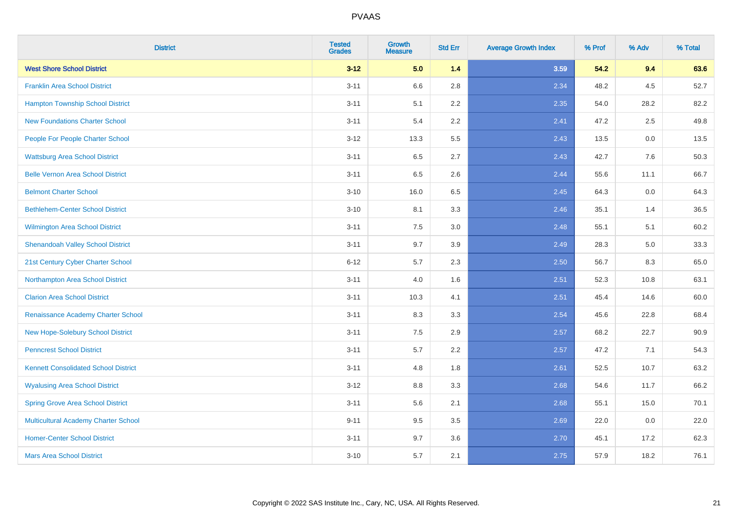# PVAAS

| District | Tested Grades | Growth Measure | Std Err | Average Growth Index | % Prof | % Adv | % Total |
|---|---|---|---|---|---|---|---|
| **West Shore School District** | **3-12** | **5.0** | **1.4** | **3.59** | **54.2** | **9.4** | **63.6** |
| Franklin Area School District | 3-11 | 6.6 | 2.8 | 2.34 | 48.2 | 4.5 | 52.7 |
| Hampton Township School District | 3-11 | 5.1 | 2.2 | 2.35 | 54.0 | 28.2 | 82.2 |
| New Foundations Charter School | 3-11 | 5.4 | 2.2 | 2.41 | 47.2 | 2.5 | 49.8 |
| People For People Charter School | 3-12 | 13.3 | 5.5 | 2.43 | 13.5 | 0.0 | 13.5 |
| Wattsburg Area School District | 3-11 | 6.5 | 2.7 | 2.43 | 42.7 | 7.6 | 50.3 |
| Belle Vernon Area School District | 3-11 | 6.5 | 2.6 | 2.44 | 55.6 | 11.1 | 66.7 |
| Belmont Charter School | 3-10 | 16.0 | 6.5 | 2.45 | 64.3 | 0.0 | 64.3 |
| Bethlehem-Center School District | 3-10 | 8.1 | 3.3 | 2.46 | 35.1 | 1.4 | 36.5 |
| Wilmington Area School District | 3-11 | 7.5 | 3.0 | 2.48 | 55.1 | 5.1 | 60.2 |
| Shenandoah Valley School District | 3-11 | 9.7 | 3.9 | 2.49 | 28.3 | 5.0 | 33.3 |
| 21st Century Cyber Charter School | 6-12 | 5.7 | 2.3 | 2.50 | 56.7 | 8.3 | 65.0 |
| Northampton Area School District | 3-11 | 4.0 | 1.6 | 2.51 | 52.3 | 10.8 | 63.1 |
| Clarion Area School District | 3-11 | 10.3 | 4.1 | 2.51 | 45.4 | 14.6 | 60.0 |
| Renaissance Academy Charter School | 3-11 | 8.3 | 3.3 | 2.54 | 45.6 | 22.8 | 68.4 |
| New Hope-Solebury School District | 3-11 | 7.5 | 2.9 | 2.57 | 68.2 | 22.7 | 90.9 |
| Penncrest School District | 3-11 | 5.7 | 2.2 | 2.57 | 47.2 | 7.1 | 54.3 |
| Kennett Consolidated School District | 3-11 | 4.8 | 1.8 | 2.61 | 52.5 | 10.7 | 63.2 |
| Wyalusing Area School District | 3-12 | 8.8 | 3.3 | 2.68 | 54.6 | 11.7 | 66.2 |
| Spring Grove Area School District | 3-11 | 5.6 | 2.1 | 2.68 | 55.1 | 15.0 | 70.1 |
| Multicultural Academy Charter School | 9-11 | 9.5 | 3.5 | 2.69 | 22.0 | 0.0 | 22.0 |
| Homer-Center School District | 3-11 | 9.7 | 3.6 | 2.70 | 45.1 | 17.2 | 62.3 |
| Mars Area School District | 3-10 | 5.7 | 2.1 | 2.75 | 57.9 | 18.2 | 76.1 |

Copyright © 2022 SAS Institute Inc., Cary, NC, USA. All Rights Reserved.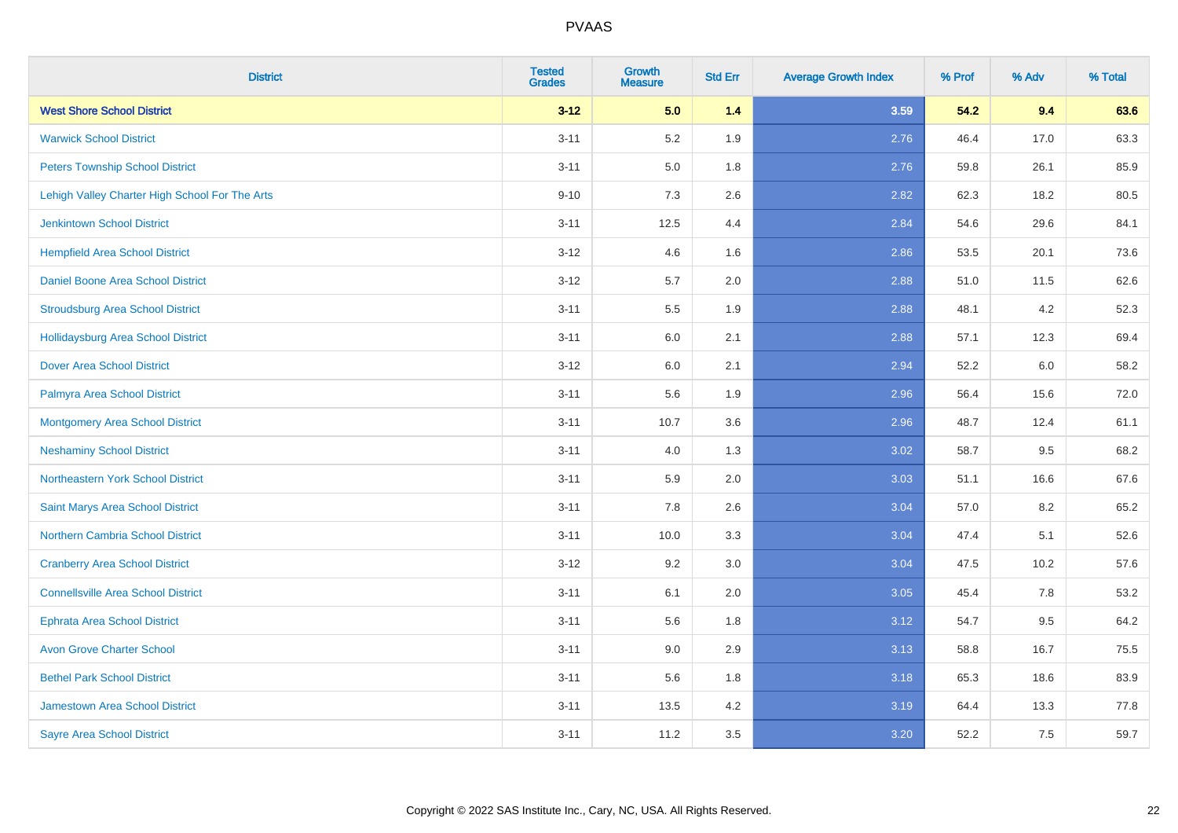| District | Tested Grades | Growth Measure | Std Err | Average Growth Index | % Prof | % Adv | % Total |
|---|---|---|---|---|---|---|---|
| **West Shore School District** | **3-12** | **5.0** | **1.4** | **3.59** | **54.2** | **9.4** | **63.6** |
| Warwick School District | 3-11 | 5.2 | 1.9 | 2.76 | 46.4 | 17.0 | 63.3 |
| Peters Township School District | 3-11 | 5.0 | 1.8 | 2.76 | 59.8 | 26.1 | 85.9 |
| Lehigh Valley Charter High School For The Arts | 9-10 | 7.3 | 2.6 | 2.82 | 62.3 | 18.2 | 80.5 |
| Jenkintown School District | 3-11 | 12.5 | 4.4 | 2.84 | 54.6 | 29.6 | 84.1 |
| Hempfield Area School District | 3-12 | 4.6 | 1.6 | 2.86 | 53.5 | 20.1 | 73.6 |
| Daniel Boone Area School District | 3-12 | 5.7 | 2.0 | 2.88 | 51.0 | 11.5 | 62.6 |
| Stroudsburg Area School District | 3-11 | 5.5 | 1.9 | 2.88 | 48.1 | 4.2 | 52.3 |
| Hollidaysburg Area School District | 3-11 | 6.0 | 2.1 | 2.88 | 57.1 | 12.3 | 69.4 |
| Dover Area School District | 3-12 | 6.0 | 2.1 | 2.94 | 52.2 | 6.0 | 58.2 |
| Palmyra Area School District | 3-11 | 5.6 | 1.9 | 2.96 | 56.4 | 15.6 | 72.0 |
| Montgomery Area School District | 3-11 | 10.7 | 3.6 | 2.96 | 48.7 | 12.4 | 61.1 |
| Neshaminy School District | 3-11 | 4.0 | 1.3 | 3.02 | 58.7 | 9.5 | 68.2 |
| Northeastern York School District | 3-11 | 5.9 | 2.0 | 3.03 | 51.1 | 16.6 | 67.6 |
| Saint Marys Area School District | 3-11 | 7.8 | 2.6 | 3.04 | 57.0 | 8.2 | 65.2 |
| Northern Cambria School District | 3-11 | 10.0 | 3.3 | 3.04 | 47.4 | 5.1 | 52.6 |
| Cranberry Area School District | 3-12 | 9.2 | 3.0 | 3.04 | 47.5 | 10.2 | 57.6 |
| Connellsville Area School District | 3-11 | 6.1 | 2.0 | 3.05 | 45.4 | 7.8 | 53.2 |
| Ephrata Area School District | 3-11 | 5.6 | 1.8 | 3.12 | 54.7 | 9.5 | 64.2 |
| Avon Grove Charter School | 3-11 | 9.0 | 2.9 | 3.13 | 58.8 | 16.7 | 75.5 |
| Bethel Park School District | 3-11 | 5.6 | 1.8 | 3.18 | 65.3 | 18.6 | 83.9 |
| Jamestown Area School District | 3-11 | 13.5 | 4.2 | 3.19 | 64.4 | 13.3 | 77.8 |
| Sayre Area School District | 3-11 | 11.2 | 3.5 | 3.20 | 52.2 | 7.5 | 59.7 |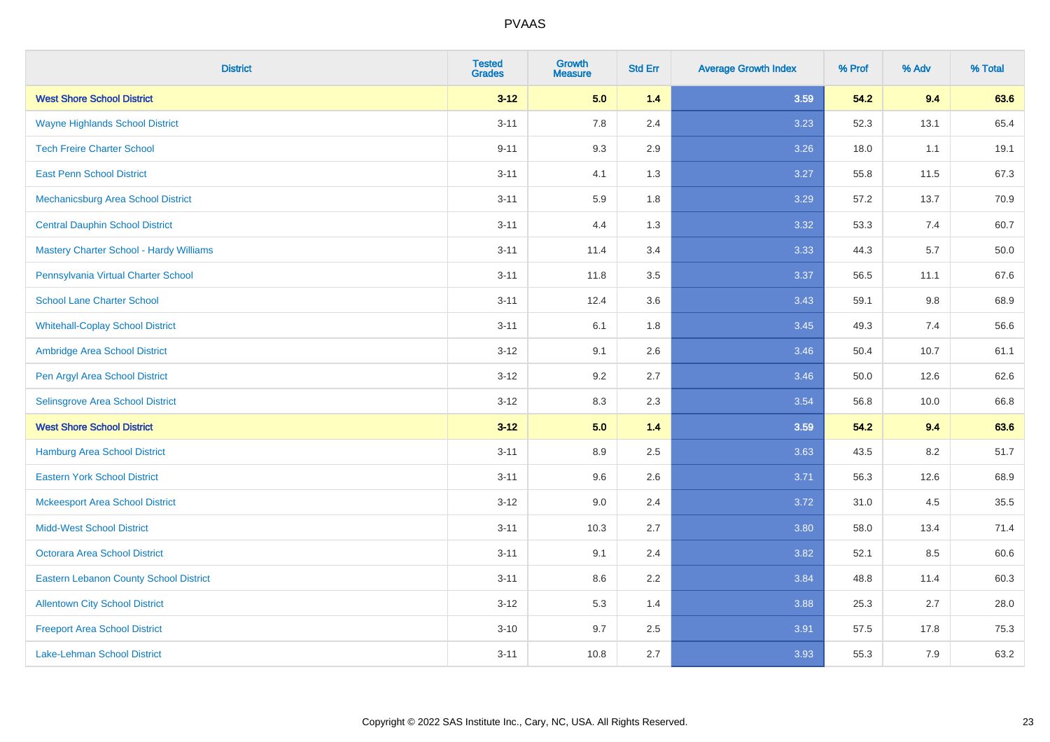# PVAAS

| District | Tested Grades | Growth Measure | Std Err | Average Growth Index | % Prof | % Adv | % Total |
|---|---|---|---|---|---|---|---|
| **West Shore School District** | **3-12** | **5.0** | **1.4** | **3.59** | **54.2** | **9.4** | **63.6** |
| Wayne Highlands School District | 3-11 | 7.8 | 2.4 | 3.23 | 52.3 | 13.1 | 65.4 |
| Tech Freire Charter School | 9-11 | 9.3 | 2.9 | 3.26 | 18.0 | 1.1 | 19.1 |
| East Penn School District | 3-11 | 4.1 | 1.3 | 3.27 | 55.8 | 11.5 | 67.3 |
| Mechanicsburg Area School District | 3-11 | 5.9 | 1.8 | 3.29 | 57.2 | 13.7 | 70.9 |
| Central Dauphin School District | 3-11 | 4.4 | 1.3 | 3.32 | 53.3 | 7.4 | 60.7 |
| Mastery Charter School - Hardy Williams | 3-11 | 11.4 | 3.4 | 3.33 | 44.3 | 5.7 | 50.0 |
| Pennsylvania Virtual Charter School | 3-11 | 11.8 | 3.5 | 3.37 | 56.5 | 11.1 | 67.6 |
| School Lane Charter School | 3-11 | 12.4 | 3.6 | 3.43 | 59.1 | 9.8 | 68.9 |
| Whitehall-Coplay School District | 3-11 | 6.1 | 1.8 | 3.45 | 49.3 | 7.4 | 56.6 |
| Ambridge Area School District | 3-12 | 9.1 | 2.6 | 3.46 | 50.4 | 10.7 | 61.1 |
| Pen Argyl Area School District | 3-12 | 9.2 | 2.7 | 3.46 | 50.0 | 12.6 | 62.6 |
| Selinsgrove Area School District | 3-12 | 8.3 | 2.3 | 3.54 | 56.8 | 10.0 | 66.8 |
| **West Shore School District** | **3-12** | **5.0** | **1.4** | **3.59** | **54.2** | **9.4** | **63.6** |
| Hamburg Area School District | 3-11 | 8.9 | 2.5 | 3.63 | 43.5 | 8.2 | 51.7 |
| Eastern York School District | 3-11 | 9.6 | 2.6 | 3.71 | 56.3 | 12.6 | 68.9 |
| Mckeesport Area School District | 3-12 | 9.0 | 2.4 | 3.72 | 31.0 | 4.5 | 35.5 |
| Midd-West School District | 3-11 | 10.3 | 2.7 | 3.80 | 58.0 | 13.4 | 71.4 |
| Octorara Area School District | 3-11 | 9.1 | 2.4 | 3.82 | 52.1 | 8.5 | 60.6 |
| Eastern Lebanon County School District | 3-11 | 8.6 | 2.2 | 3.84 | 48.8 | 11.4 | 60.3 |
| Allentown City School District | 3-12 | 5.3 | 1.4 | 3.88 | 25.3 | 2.7 | 28.0 |
| Freeport Area School District | 3-10 | 9.7 | 2.5 | 3.91 | 57.5 | 17.8 | 75.3 |
| Lake-Lehman School District | 3-11 | 10.8 | 2.7 | 3.93 | 55.3 | 7.9 | 63.2 |

Copyright © 2022 SAS Institute Inc., Cary, NC, USA. All Rights Reserved.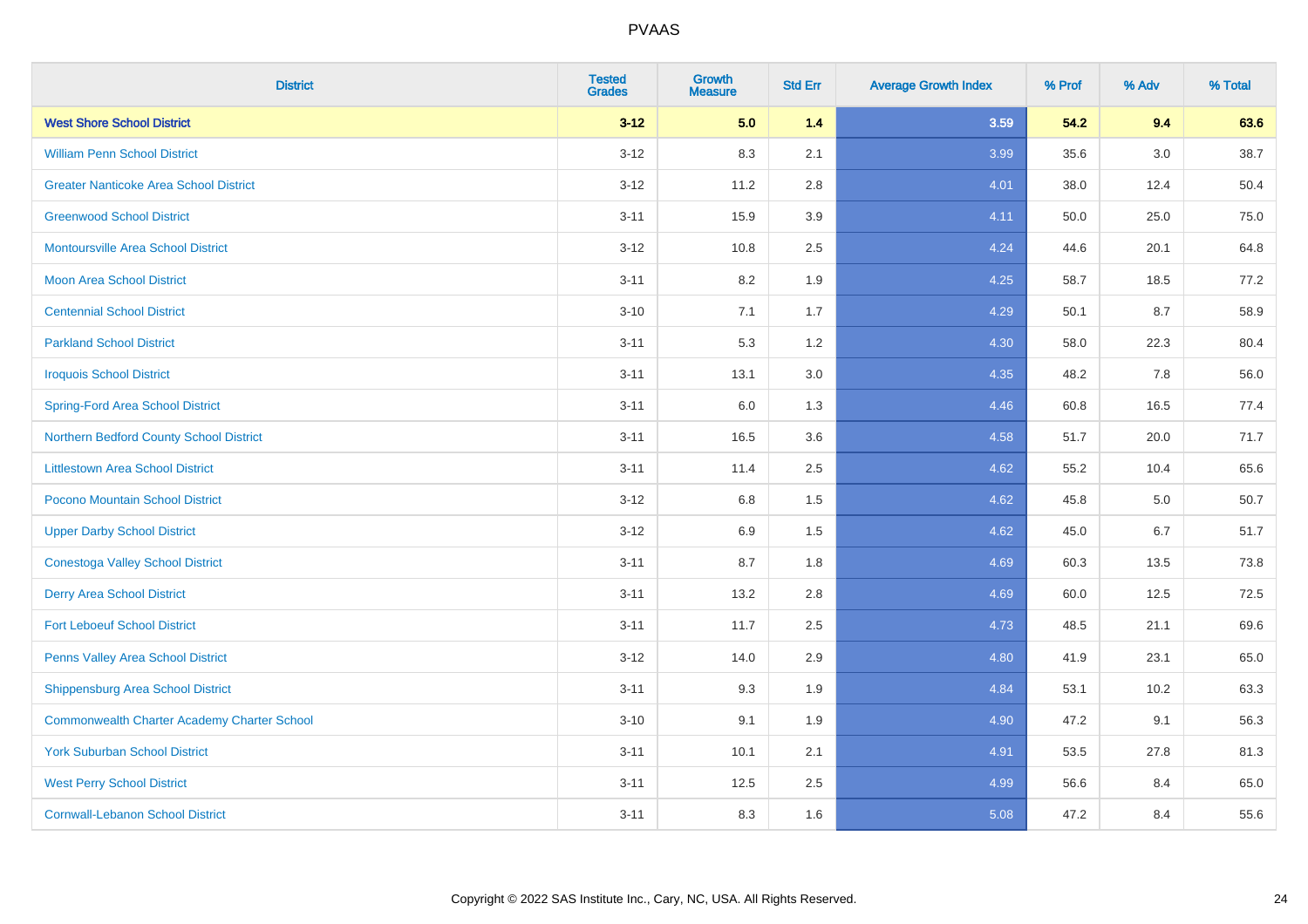# PVAAS

| District | Tested Grades | Growth Measure | Std Err | Average Growth Index | % Prof | % Adv | % Total |
|---|---|---|---|---|---|---|---|
| **West Shore School District** | **3-12** | **5.0** | **1.4** | **3.59** | **54.2** | **9.4** | **63.6** |
| William Penn School District | 3-12 | 8.3 | 2.1 | 3.99 | 35.6 | 3.0 | 38.7 |
| Greater Nanticoke Area School District | 3-12 | 11.2 | 2.8 | 4.01 | 38.0 | 12.4 | 50.4 |
| Greenwood School District | 3-11 | 15.9 | 3.9 | 4.11 | 50.0 | 25.0 | 75.0 |
| Montoursville Area School District | 3-12 | 10.8 | 2.5 | 4.24 | 44.6 | 20.1 | 64.8 |
| Moon Area School District | 3-11 | 8.2 | 1.9 | 4.25 | 58.7 | 18.5 | 77.2 |
| Centennial School District | 3-10 | 7.1 | 1.7 | 4.29 | 50.1 | 8.7 | 58.9 |
| Parkland School District | 3-11 | 5.3 | 1.2 | 4.30 | 58.0 | 22.3 | 80.4 |
| Iroquois School District | 3-11 | 13.1 | 3.0 | 4.35 | 48.2 | 7.8 | 56.0 |
| Spring-Ford Area School District | 3-11 | 6.0 | 1.3 | 4.46 | 60.8 | 16.5 | 77.4 |
| Northern Bedford County School District | 3-11 | 16.5 | 3.6 | 4.58 | 51.7 | 20.0 | 71.7 |
| Littlestown Area School District | 3-11 | 11.4 | 2.5 | 4.62 | 55.2 | 10.4 | 65.6 |
| Pocono Mountain School District | 3-12 | 6.8 | 1.5 | 4.62 | 45.8 | 5.0 | 50.7 |
| Upper Darby School District | 3-12 | 6.9 | 1.5 | 4.62 | 45.0 | 6.7 | 51.7 |
| Conestoga Valley School District | 3-11 | 8.7 | 1.8 | 4.69 | 60.3 | 13.5 | 73.8 |
| Derry Area School District | 3-11 | 13.2 | 2.8 | 4.69 | 60.0 | 12.5 | 72.5 |
| Fort Leboeuf School District | 3-11 | 11.7 | 2.5 | 4.73 | 48.5 | 21.1 | 69.6 |
| Penns Valley Area School District | 3-12 | 14.0 | 2.9 | 4.80 | 41.9 | 23.1 | 65.0 |
| Shippensburg Area School District | 3-11 | 9.3 | 1.9 | 4.84 | 53.1 | 10.2 | 63.3 |
| Commonwealth Charter Academy Charter School | 3-10 | 9.1 | 1.9 | 4.90 | 47.2 | 9.1 | 56.3 |
| York Suburban School District | 3-11 | 10.1 | 2.1 | 4.91 | 53.5 | 27.8 | 81.3 |
| West Perry School District | 3-11 | 12.5 | 2.5 | 4.99 | 56.6 | 8.4 | 65.0 |
| Cornwall-Lebanon School District | 3-11 | 8.3 | 1.6 | 5.08 | 47.2 | 8.4 | 55.6 |

Copyright © 2022 SAS Institute Inc., Cary, NC, USA. All Rights Reserved.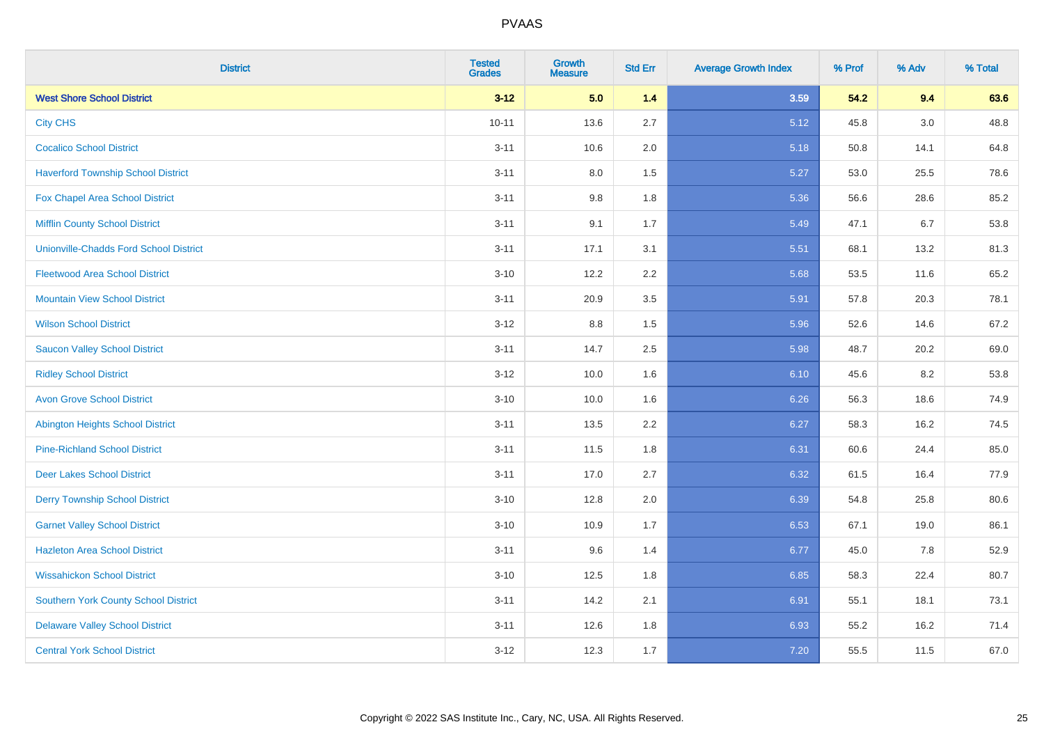| District | Tested Grades | Growth Measure | Std Err | Average Growth Index | % Prof | % Adv | % Total |
|---|---|---|---|---|---|---|---|
| **West Shore School District** | **3-12** | **5.0** | **1.4** | **3.59** | **54.2** | **9.4** | **63.6** |
| City CHS | 10-11 | 13.6 | 2.7 | 5.12 | 45.8 | 3.0 | 48.8 |
| Cocalico School District | 3-11 | 10.6 | 2.0 | 5.18 | 50.8 | 14.1 | 64.8 |
| Haverford Township School District | 3-11 | 8.0 | 1.5 | 5.27 | 53.0 | 25.5 | 78.6 |
| Fox Chapel Area School District | 3-11 | 9.8 | 1.8 | 5.36 | 56.6 | 28.6 | 85.2 |
| Mifflin County School District | 3-11 | 9.1 | 1.7 | 5.49 | 47.1 | 6.7 | 53.8 |
| Unionville-Chadds Ford School District | 3-11 | 17.1 | 3.1 | 5.51 | 68.1 | 13.2 | 81.3 |
| Fleetwood Area School District | 3-10 | 12.2 | 2.2 | 5.68 | 53.5 | 11.6 | 65.2 |
| Mountain View School District | 3-11 | 20.9 | 3.5 | 5.91 | 57.8 | 20.3 | 78.1 |
| Wilson School District | 3-12 | 8.8 | 1.5 | 5.96 | 52.6 | 14.6 | 67.2 |
| Saucon Valley School District | 3-11 | 14.7 | 2.5 | 5.98 | 48.7 | 20.2 | 69.0 |
| Ridley School District | 3-12 | 10.0 | 1.6 | 6.10 | 45.6 | 8.2 | 53.8 |
| Avon Grove School District | 3-10 | 10.0 | 1.6 | 6.26 | 56.3 | 18.6 | 74.9 |
| Abington Heights School District | 3-11 | 13.5 | 2.2 | 6.27 | 58.3 | 16.2 | 74.5 |
| Pine-Richland School District | 3-11 | 11.5 | 1.8 | 6.31 | 60.6 | 24.4 | 85.0 |
| Deer Lakes School District | 3-11 | 17.0 | 2.7 | 6.32 | 61.5 | 16.4 | 77.9 |
| Derry Township School District | 3-10 | 12.8 | 2.0 | 6.39 | 54.8 | 25.8 | 80.6 |
| Garnet Valley School District | 3-10 | 10.9 | 1.7 | 6.53 | 67.1 | 19.0 | 86.1 |
| Hazleton Area School District | 3-11 | 9.6 | 1.4 | 6.77 | 45.0 | 7.8 | 52.9 |
| Wissahickon School District | 3-10 | 12.5 | 1.8 | 6.85 | 58.3 | 22.4 | 80.7 |
| Southern York County School District | 3-11 | 14.2 | 2.1 | 6.91 | 55.1 | 18.1 | 73.1 |
| Delaware Valley School District | 3-11 | 12.6 | 1.8 | 6.93 | 55.2 | 16.2 | 71.4 |
| Central York School District | 3-12 | 12.3 | 1.7 | 7.20 | 55.5 | 11.5 | 67.0 |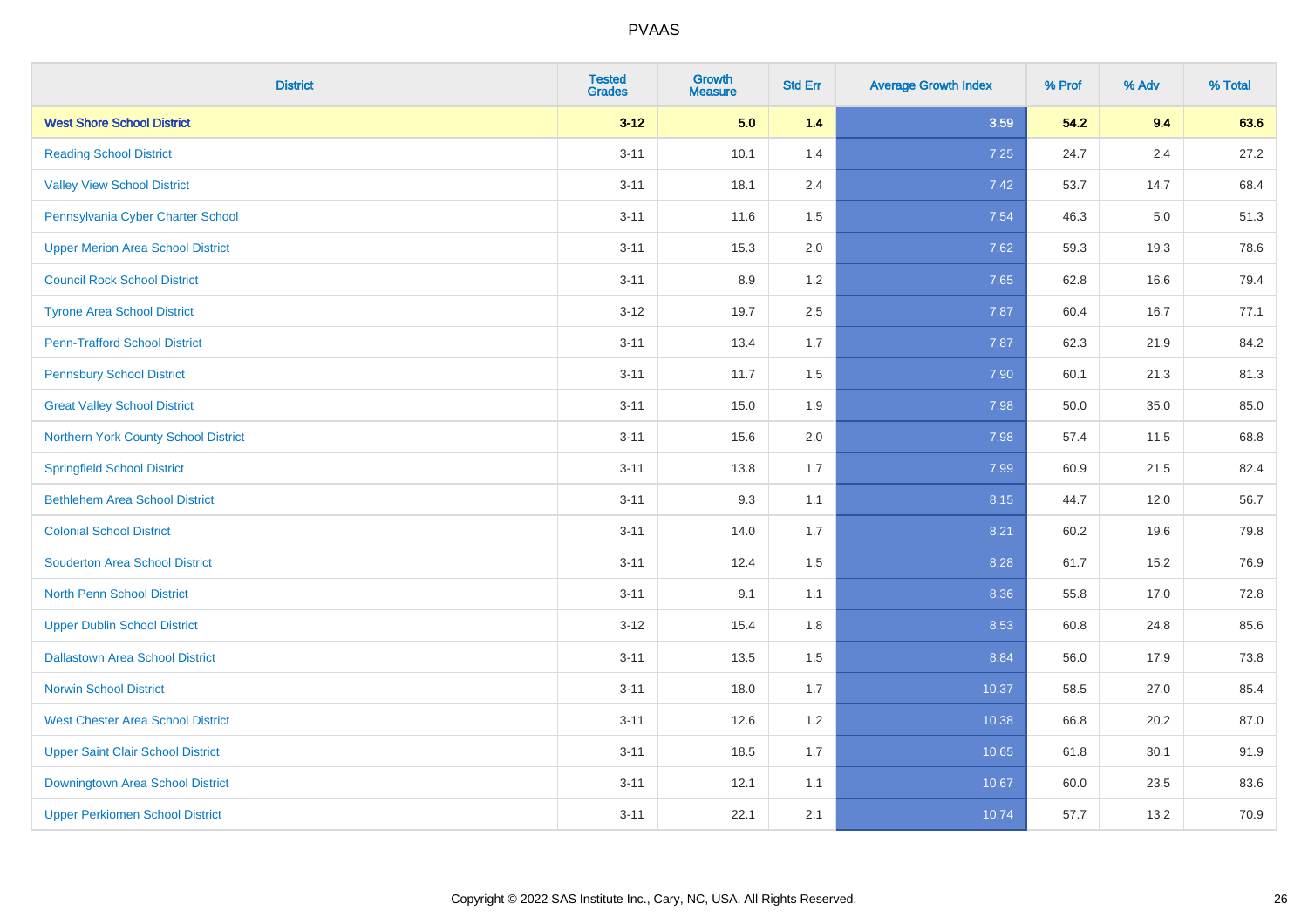# PVAAS

| District | Tested Grades | Growth Measure | Std Err | Average Growth Index | % Prof | % Adv | % Total |
|---|---|---|---|---|---|---|---|
| **West Shore School District** | **3-12** | **5.0** | **1.4** | **3.59** | **54.2** | **9.4** | **63.6** |
| Reading School District | 3-11 | 10.1 | 1.4 | 7.25 | 24.7 | 2.4 | 27.2 |
| Valley View School District | 3-11 | 18.1 | 2.4 | 7.42 | 53.7 | 14.7 | 68.4 |
| Pennsylvania Cyber Charter School | 3-11 | 11.6 | 1.5 | 7.54 | 46.3 | 5.0 | 51.3 |
| Upper Merion Area School District | 3-11 | 15.3 | 2.0 | 7.62 | 59.3 | 19.3 | 78.6 |
| Council Rock School District | 3-11 | 8.9 | 1.2 | 7.65 | 62.8 | 16.6 | 79.4 |
| Tyrone Area School District | 3-12 | 19.7 | 2.5 | 7.87 | 60.4 | 16.7 | 77.1 |
| Penn-Trafford School District | 3-11 | 13.4 | 1.7 | 7.87 | 62.3 | 21.9 | 84.2 |
| Pennsbury School District | 3-11 | 11.7 | 1.5 | 7.90 | 60.1 | 21.3 | 81.3 |
| Great Valley School District | 3-11 | 15.0 | 1.9 | 7.98 | 50.0 | 35.0 | 85.0 |
| Northern York County School District | 3-11 | 15.6 | 2.0 | 7.98 | 57.4 | 11.5 | 68.8 |
| Springfield School District | 3-11 | 13.8 | 1.7 | 7.99 | 60.9 | 21.5 | 82.4 |
| Bethlehem Area School District | 3-11 | 9.3 | 1.1 | 8.15 | 44.7 | 12.0 | 56.7 |
| Colonial School District | 3-11 | 14.0 | 1.7 | 8.21 | 60.2 | 19.6 | 79.8 |
| Souderton Area School District | 3-11 | 12.4 | 1.5 | 8.28 | 61.7 | 15.2 | 76.9 |
| North Penn School District | 3-11 | 9.1 | 1.1 | 8.36 | 55.8 | 17.0 | 72.8 |
| Upper Dublin School District | 3-12 | 15.4 | 1.8 | 8.53 | 60.8 | 24.8 | 85.6 |
| Dallastown Area School District | 3-11 | 13.5 | 1.5 | 8.84 | 56.0 | 17.9 | 73.8 |
| Norwin School District | 3-11 | 18.0 | 1.7 | 10.37 | 58.5 | 27.0 | 85.4 |
| West Chester Area School District | 3-11 | 12.6 | 1.2 | 10.38 | 66.8 | 20.2 | 87.0 |
| Upper Saint Clair School District | 3-11 | 18.5 | 1.7 | 10.65 | 61.8 | 30.1 | 91.9 |
| Downingtown Area School District | 3-11 | 12.1 | 1.1 | 10.67 | 60.0 | 23.5 | 83.6 |
| Upper Perkiomen School District | 3-11 | 22.1 | 2.1 | 10.74 | 57.7 | 13.2 | 70.9 |

Copyright © 2022 SAS Institute Inc., Cary, NC, USA. All Rights Reserved.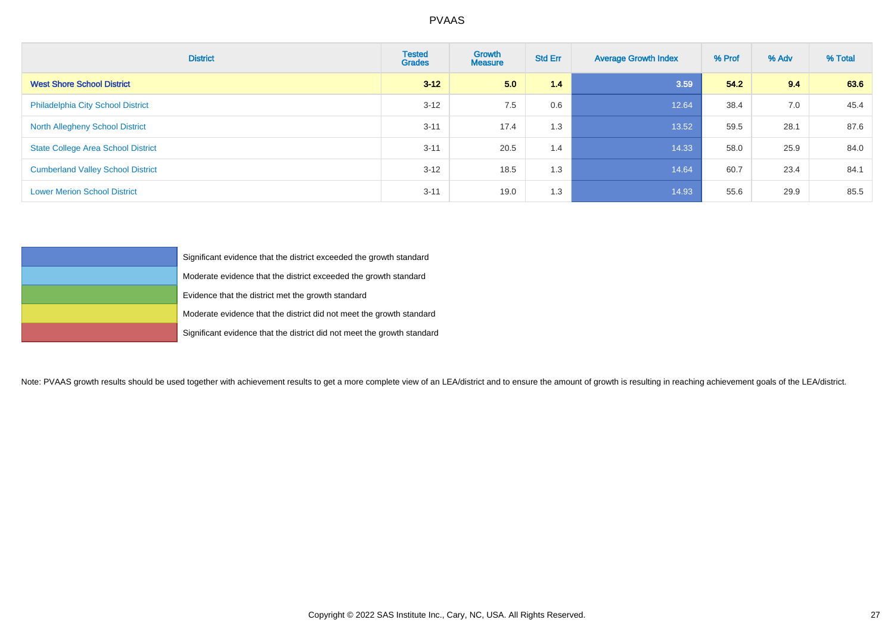# PVAAS

| District | Tested Grades | Growth Measure | Std Err | Average Growth Index | % Prof | % Adv | % Total |
|---|---|---|---|---|---|---|---|
| **West Shore School District** | **3-12** | **5.0** | **1.4** | **3.59** | **54.2** | **9.4** | **63.6** |
| Philadelphia City School District | 3-12 | 7.5 | 0.6 | 12.64 | 38.4 | 7.0 | 45.4 |
| North Allegheny School District | 3-11 | 17.4 | 1.3 | 13.52 | 59.5 | 28.1 | 87.6 |
| State College Area School District | 3-11 | 20.5 | 1.4 | 14.33 | 58.0 | 25.9 | 84.0 |
| Cumberland Valley School District | 3-12 | 18.5 | 1.3 | 14.64 | 60.7 | 23.4 | 84.1 |
| Lower Merion School District | 3-11 | 19.0 | 1.3 | 14.93 | 55.6 | 29.9 | 85.5 |

Significant evidence that the district exceeded the growth standard

Moderate evidence that the district exceeded the growth standard

Evidence that the district met the growth standard

Moderate evidence that the district did not meet the growth standard

Significant evidence that the district did not meet the growth standard

Note: PVAAS growth results should be used together with achievement results to get a more complete view of an LEA/district and to ensure the amount of growth is resulting in reaching achievement goals of the LEA/district.

Copyright © 2022 SAS Institute Inc., Cary, NC, USA. All Rights Reserved.